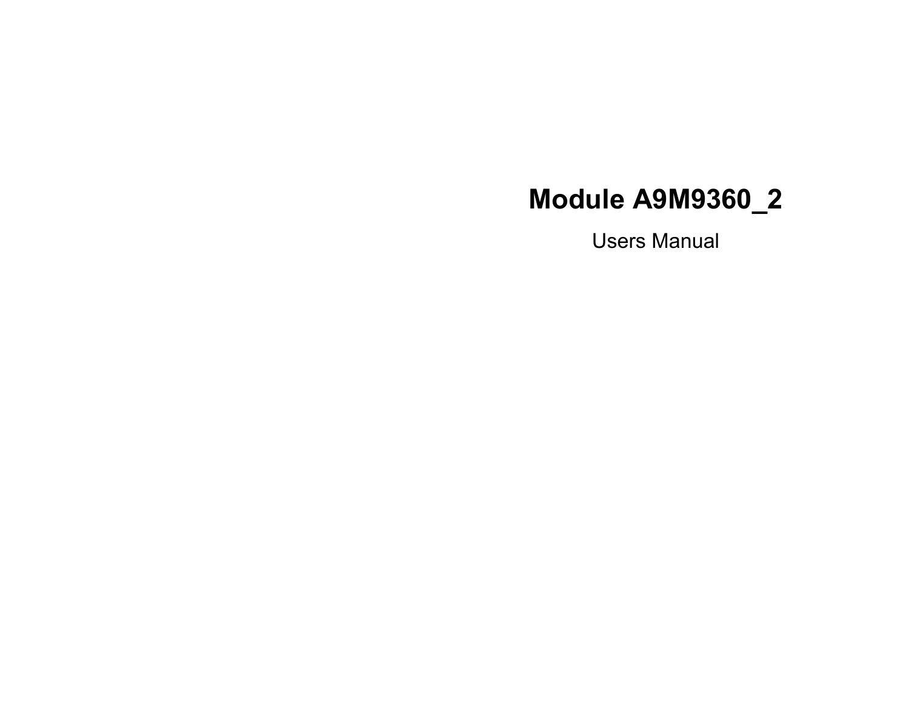# Module A9M9360_2

Users Manual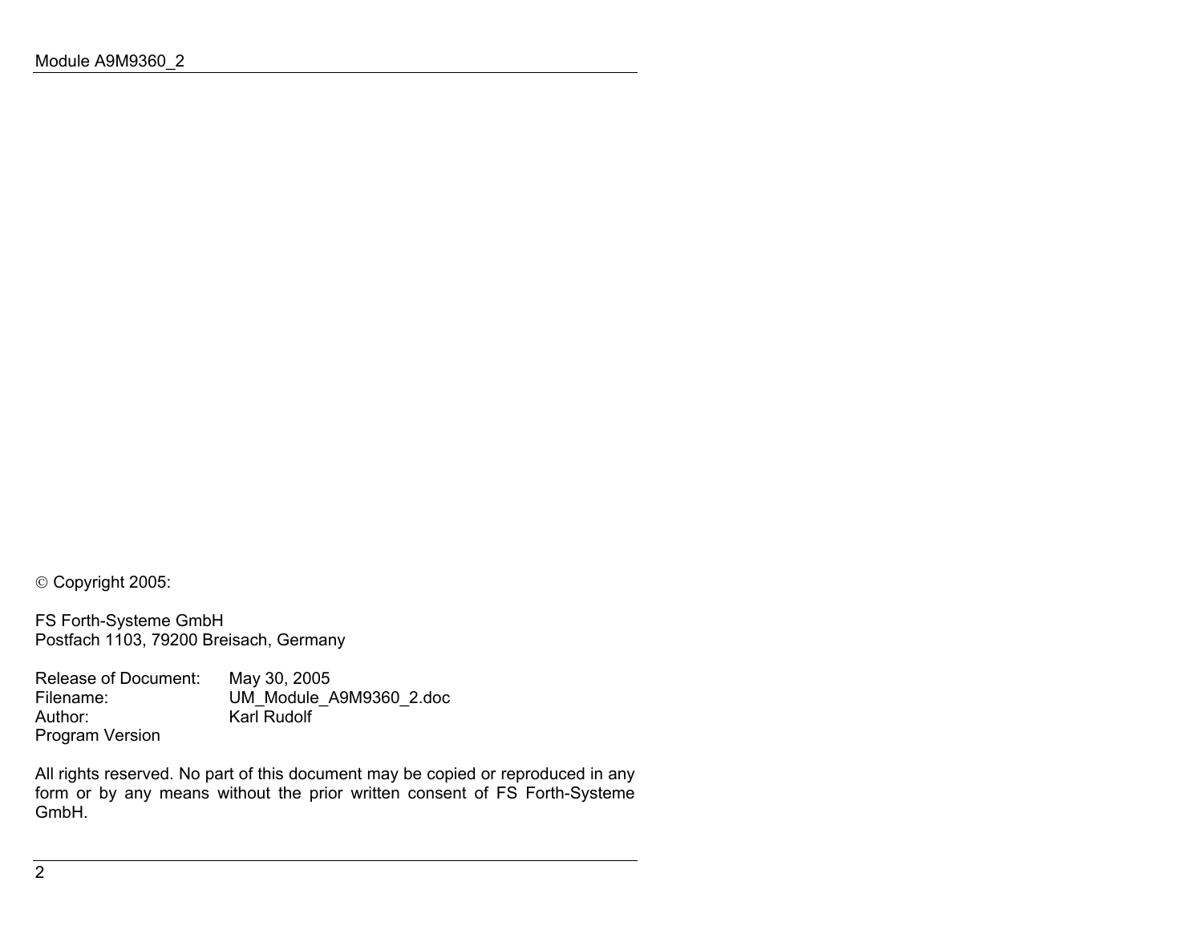© Copyright 2005:

FS Forth-Systeme GmbH
Postfach 1103, 79200 Breisach, Germany

Release of Document: May 30, 2005
Filename: UM_Module_A9M9360_2.doc
Author: Karl Rudolf
Program Version

All rights reserved. No part of this document may be copied or reproduced in any form or by any means without the prior written consent of FS Forth-Systeme GmbH.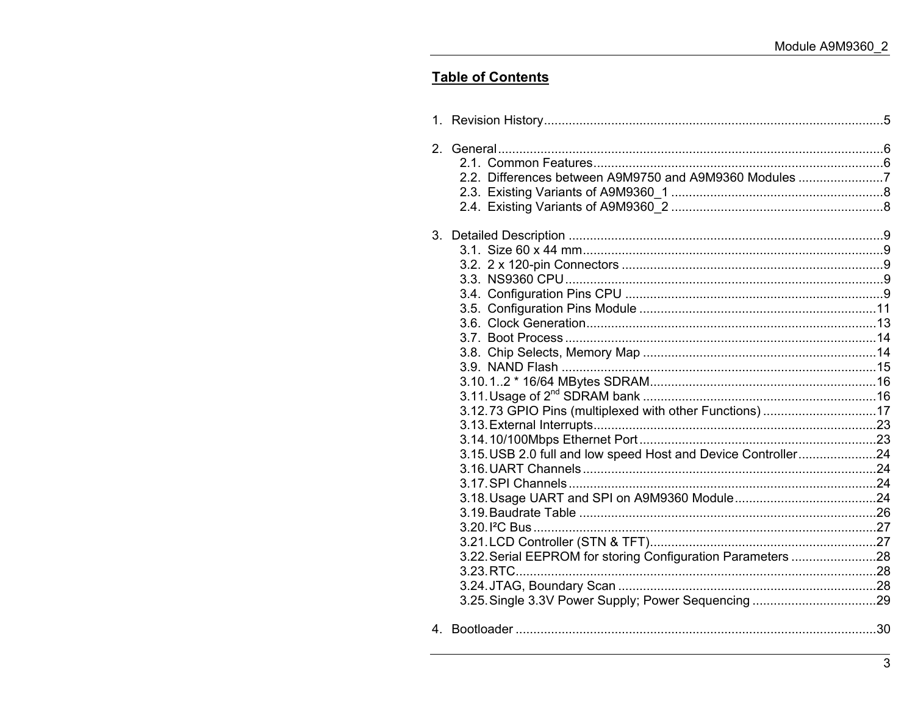## Table of Contents

1. Revision History ... 5

2. General ... 6
   - 2.1. Common Features ... 6
   - 2.2. Differences between A9M9750 and A9M9360 Modules ... 7
   - 2.3. Existing Variants of A9M9360_1 ... 8
   - 2.4. Existing Variants of A9M9360_2 ... 8

3. Detailed Description ... 9
   - 3.1. Size 60 x 44 mm ... 9
   - 3.2. 2 x 120-pin Connectors ... 9
   - 3.3. NS9360 CPU ... 9
   - 3.4. Configuration Pins CPU ... 9
   - 3.5. Configuration Pins Module ... 11
   - 3.6. Clock Generation ... 13
   - 3.7. Boot Process ... 14
   - 3.8. Chip Selects, Memory Map ... 14
   - 3.9. NAND Flash ... 15
   - 3.10. 1..2 * 16/64 MBytes SDRAM ... 16
   - 3.11. Usage of 2nd SDRAM bank ... 16
   - 3.12. 73 GPIO Pins (multiplexed with other Functions) ... 17
   - 3.13. External Interrupts ... 23
   - 3.14. 10/100Mbps Ethernet Port ... 23
   - 3.15. USB 2.0 full and low speed Host and Device Controller ... 24
   - 3.16. UART Channels ... 24
   - 3.17. SPI Channels ... 24
   - 3.18. Usage UART and SPI on A9M9360 Module ... 24
   - 3.19. Baudrate Table ... 26
   - 3.20. I²C Bus ... 27
   - 3.21. LCD Controller (STN & TFT) ... 27
   - 3.22. Serial EEPROM for storing Configuration Parameters ... 28
   - 3.23. RTC ... 28
   - 3.24. JTAG, Boundary Scan ... 28
   - 3.25. Single 3.3V Power Supply; Power Sequencing ... 29

4. Bootloader ... 30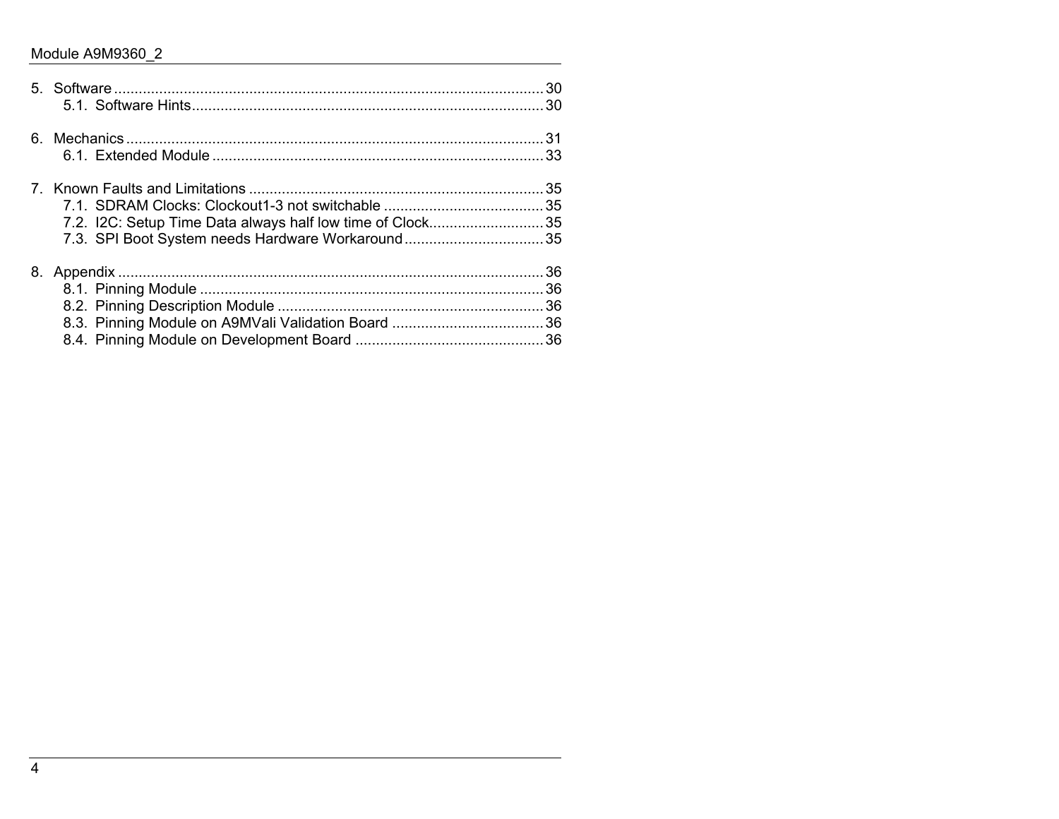5. Software ........................................................................................................ 30
   5.1. Software Hints..................................................................................... 30

6. Mechanics ..................................................................................................... 31
   6.1. Extended Module ................................................................................ 33

7. Known Faults and Limitations ....................................................................... 35
   7.1. SDRAM Clocks: Clockout1-3 not switchable ....................................... 35
   7.2. I2C: Setup Time Data always half low time of Clock............................ 35
   7.3. SPI Boot System needs Hardware Workaround.................................. 35

8. Appendix ....................................................................................................... 36
   8.1. Pinning Module .................................................................................... 36
   8.2. Pinning Description Module ................................................................. 36
   8.3. Pinning Module on A9MVali Validation Board ..................................... 36
   8.4. Pinning Module on Development Board .............................................. 36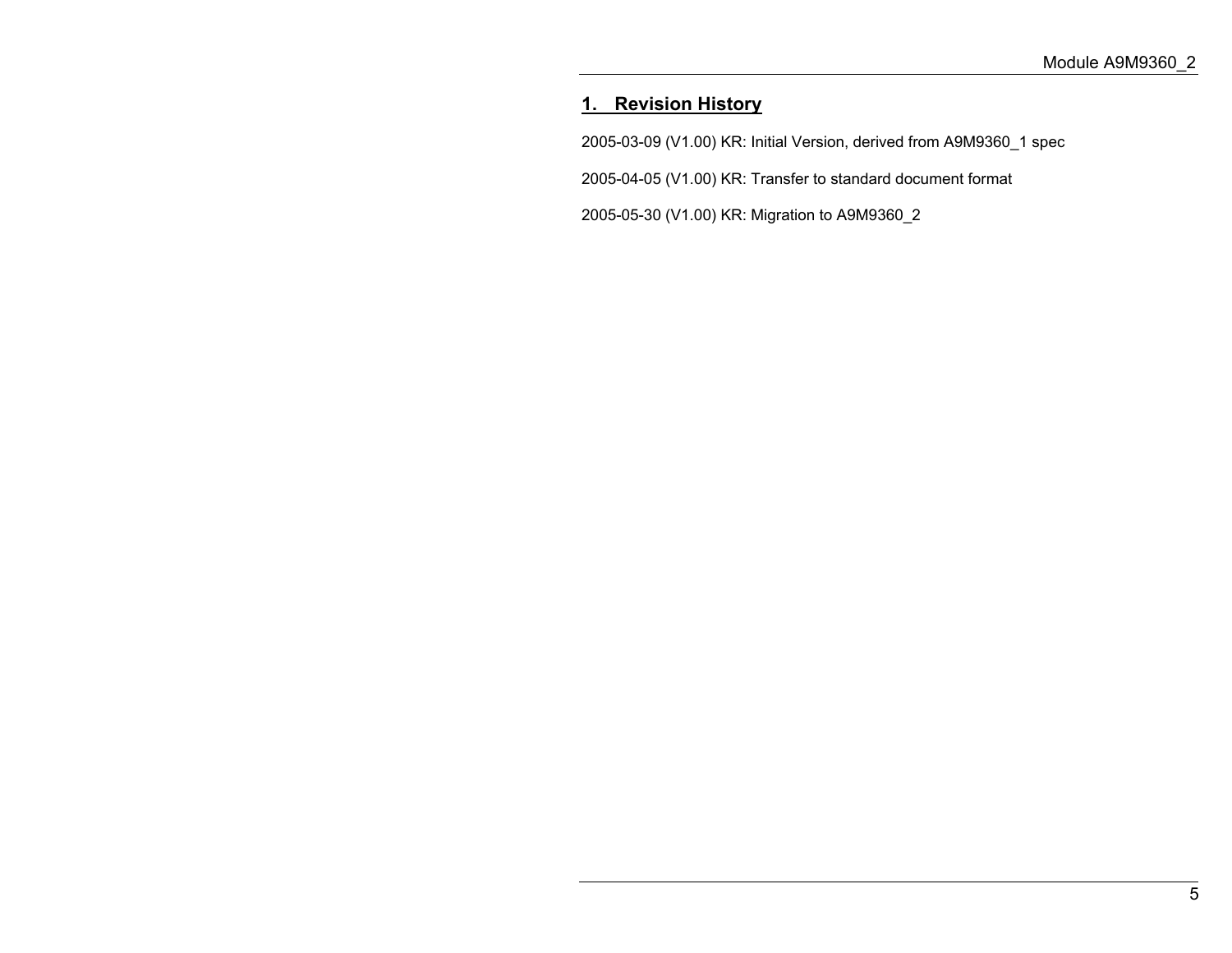# 1. Revision History

2005-03-09 (V1.00) KR: Initial Version, derived from A9M9360_1 spec

2005-04-05 (V1.00) KR: Transfer to standard document format

2005-05-30 (V1.00) KR: Migration to A9M9360_2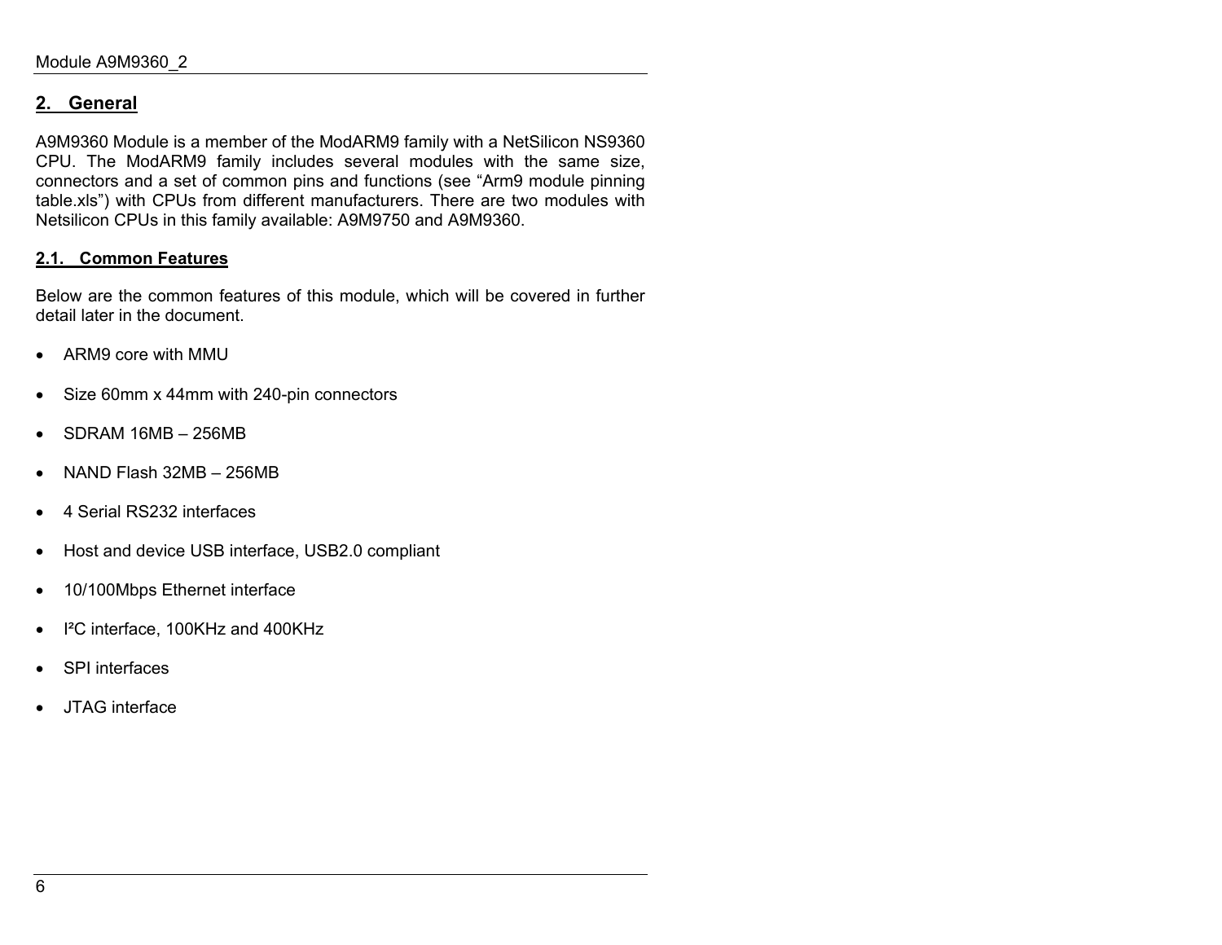## 2. General

A9M9360 Module is a member of the ModARM9 family with a NetSilicon NS9360 CPU. The ModARM9 family includes several modules with the same size, connectors and a set of common pins and functions (see “Arm9 module pinning table.xls”) with CPUs from different manufacturers. There are two modules with Netsilicon CPUs in this family available: A9M9750 and A9M9360.

### 2.1. Common Features

Below are the common features of this module, which will be covered in further detail later in the document.

- ARM9 core with MMU
- Size 60mm x 44mm with 240-pin connectors
- SDRAM 16MB – 256MB
- NAND Flash 32MB – 256MB
- 4 Serial RS232 interfaces
- Host and device USB interface, USB2.0 compliant
- 10/100Mbps Ethernet interface
- I²C interface, 100KHz and 400KHz
- SPI interfaces
- JTAG interface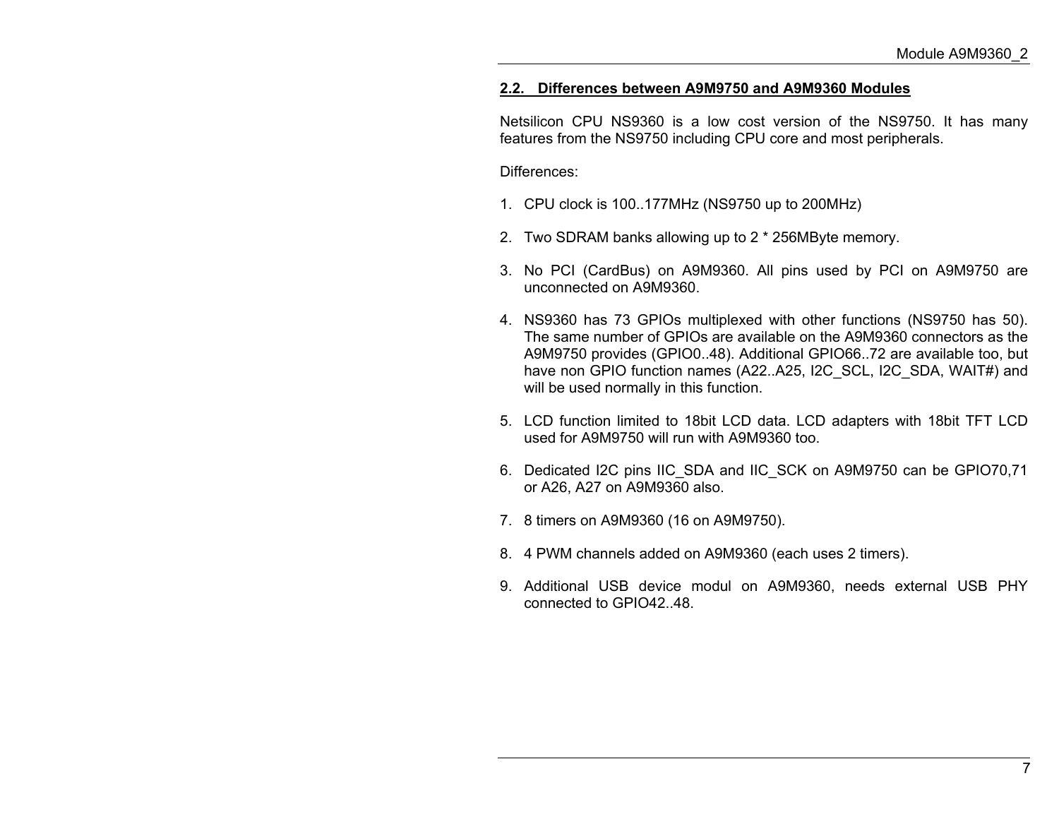## 2.2. Differences between A9M9750 and A9M9360 Modules

Netsilicon CPU NS9360 is a low cost version of the NS9750. It has many features from the NS9750 including CPU core and most peripherals.

Differences:

1. CPU clock is 100..177MHz (NS9750 up to 200MHz)

2. Two SDRAM banks allowing up to 2 * 256MByte memory.

3. No PCI (CardBus) on A9M9360. All pins used by PCI on A9M9750 are unconnected on A9M9360.

4. NS9360 has 73 GPIOs multiplexed with other functions (NS9750 has 50). The same number of GPIOs are available on the A9M9360 connectors as the A9M9750 provides (GPIO0..48). Additional GPIO66..72 are available too, but have non GPIO function names (A22..A25, I2C_SCL, I2C_SDA, WAIT#) and will be used normally in this function.

5. LCD function limited to 18bit LCD data. LCD adapters with 18bit TFT LCD used for A9M9750 will run with A9M9360 too.

6. Dedicated I2C pins IIC_SDA and IIC_SCK on A9M9750 can be GPIO70,71 or A26, A27 on A9M9360 also.

7. 8 timers on A9M9360 (16 on A9M9750).

8. 4 PWM channels added on A9M9360 (each uses 2 timers).

9. Additional USB device modul on A9M9360, needs external USB PHY connected to GPIO42..48.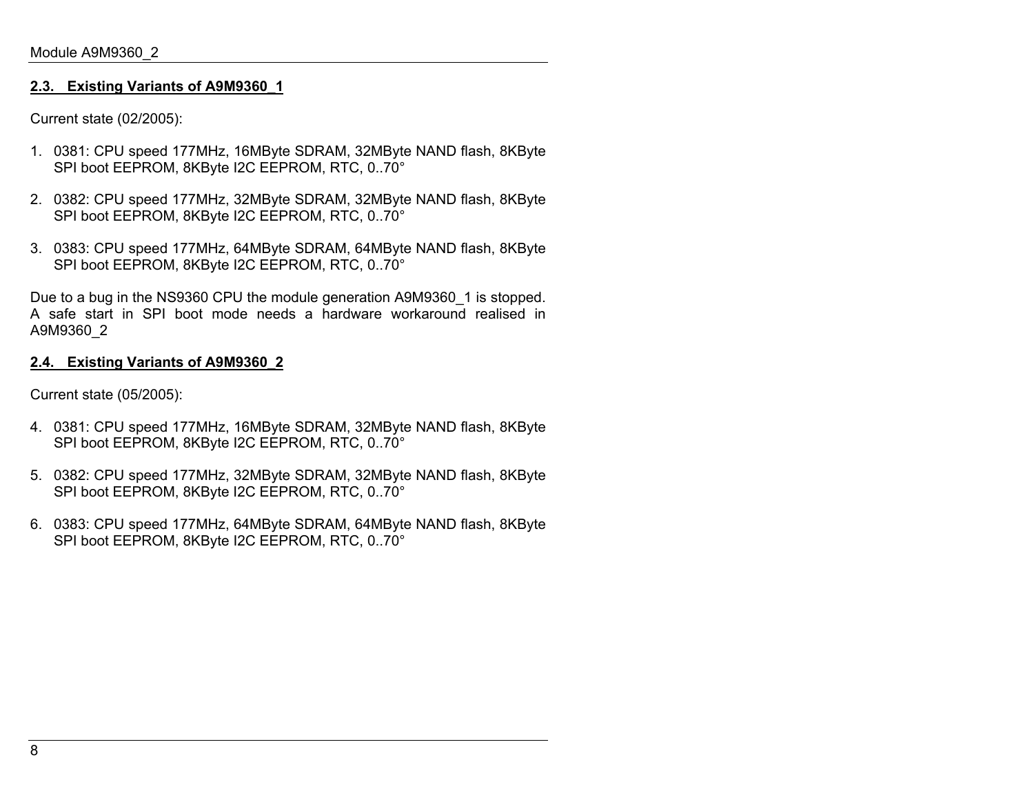## 2.3. Existing Variants of A9M9360_1

Current state (02/2005):

1. 0381: CPU speed 177MHz, 16MByte SDRAM, 32MByte NAND flash, 8KByte SPI boot EEPROM, 8KByte I2C EEPROM, RTC, 0..70°

2. 0382: CPU speed 177MHz, 32MByte SDRAM, 32MByte NAND flash, 8KByte SPI boot EEPROM, 8KByte I2C EEPROM, RTC, 0..70°

3. 0383: CPU speed 177MHz, 64MByte SDRAM, 64MByte NAND flash, 8KByte SPI boot EEPROM, 8KByte I2C EEPROM, RTC, 0..70°

Due to a bug in the NS9360 CPU the module generation A9M9360_1 is stopped. A safe start in SPI boot mode needs a hardware workaround realised in A9M9360_2

## 2.4. Existing Variants of A9M9360_2

Current state (05/2005):

4. 0381: CPU speed 177MHz, 16MByte SDRAM, 32MByte NAND flash, 8KByte SPI boot EEPROM, 8KByte I2C EEPROM, RTC, 0..70°

5. 0382: CPU speed 177MHz, 32MByte SDRAM, 32MByte NAND flash, 8KByte SPI boot EEPROM, 8KByte I2C EEPROM, RTC, 0..70°

6. 0383: CPU speed 177MHz, 64MByte SDRAM, 64MByte NAND flash, 8KByte SPI boot EEPROM, 8KByte I2C EEPROM, RTC, 0..70°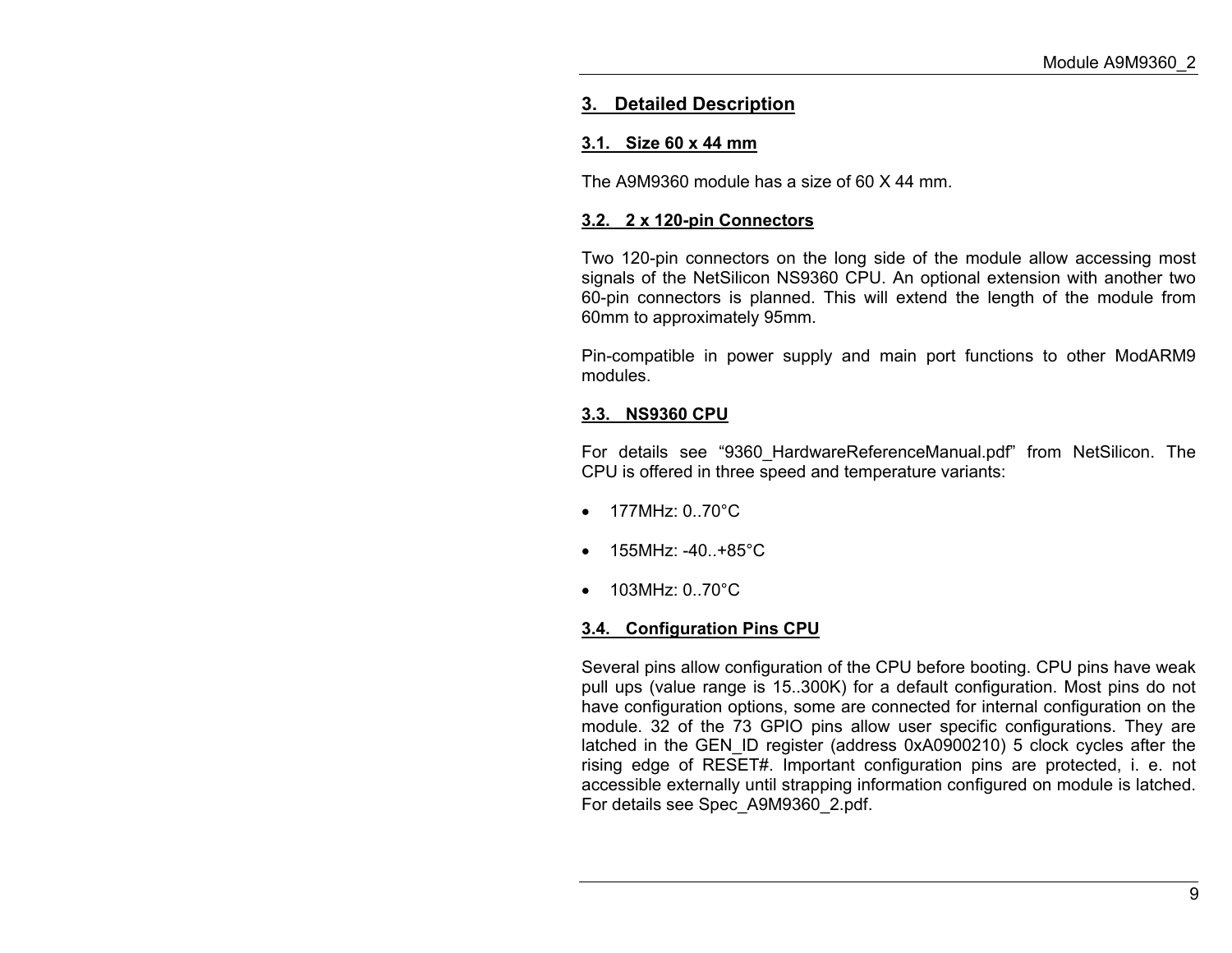# 3. Detailed Description

## 3.1. Size 60 x 44 mm

The A9M9360 module has a size of 60 X 44 mm.

## 3.2. 2 x 120-pin Connectors

Two 120-pin connectors on the long side of the module allow accessing most signals of the NetSilicon NS9360 CPU. An optional extension with another two 60-pin connectors is planned. This will extend the length of the module from 60mm to approximately 95mm.

Pin-compatible in power supply and main port functions to other ModARM9 modules.

## 3.3. NS9360 CPU

For details see "9360_HardwareReferenceManual.pdf" from NetSilicon. The CPU is offered in three speed and temperature variants:

- 177MHz: 0..70°C
- 155MHz: -40..+85°C
- 103MHz: 0..70°C

## 3.4. Configuration Pins CPU

Several pins allow configuration of the CPU before booting. CPU pins have weak pull ups (value range is 15..300K) for a default configuration. Most pins do not have configuration options, some are connected for internal configuration on the module. 32 of the 73 GPIO pins allow user specific configurations. They are latched in the GEN_ID register (address 0xA0900210) 5 clock cycles after the rising edge of RESET#. Important configuration pins are protected, i. e. not accessible externally until strapping information configured on module is latched. For details see Spec_A9M9360_2.pdf.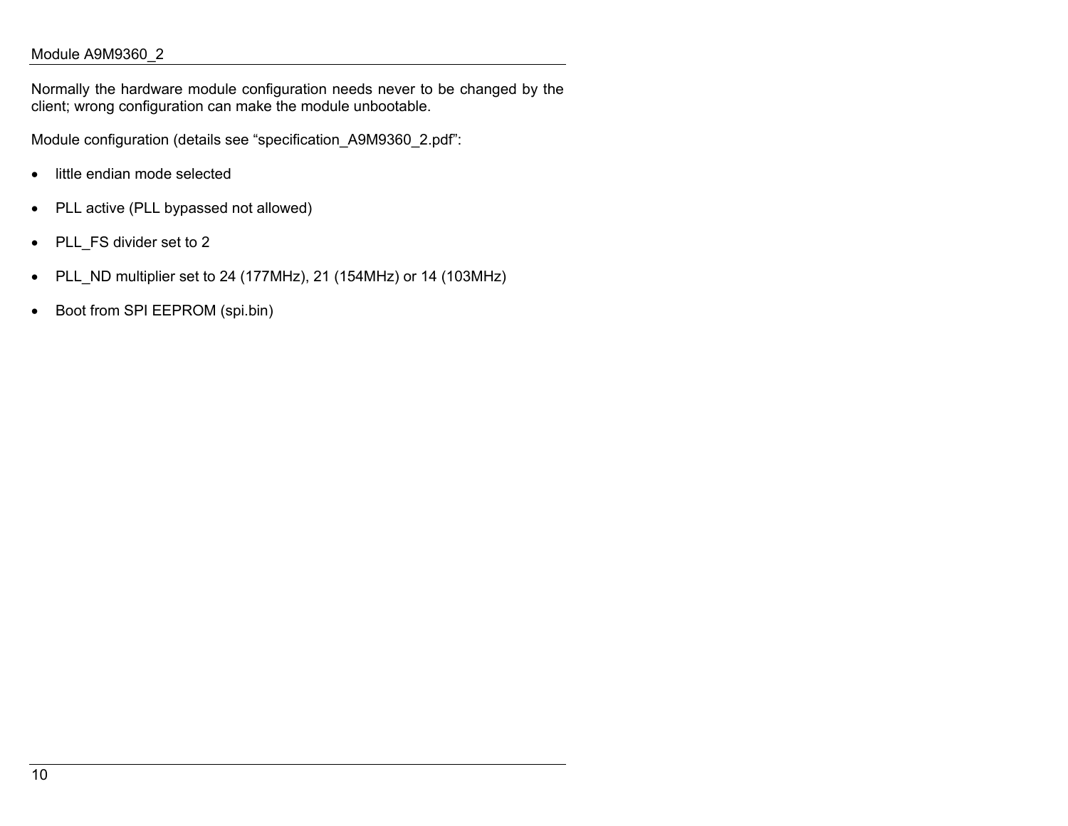Normally the hardware module configuration needs never to be changed by the client; wrong configuration can make the module unbootable.

Module configuration (details see “specification_A9M9360_2.pdf”:

- little endian mode selected
- PLL active (PLL bypassed not allowed)
- PLL_FS divider set to 2
- PLL_ND multiplier set to 24 (177MHz), 21 (154MHz) or 14 (103MHz)
- Boot from SPI EEPROM (spi.bin)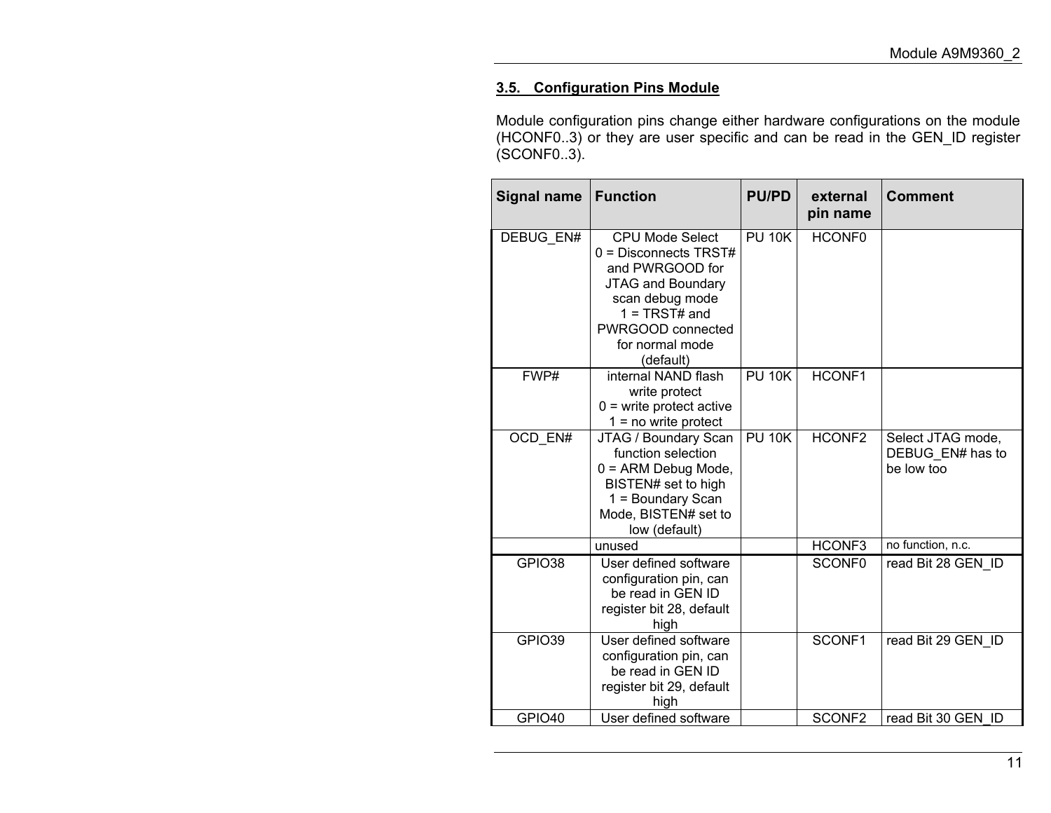### 3.5. Configuration Pins Module

Module configuration pins change either hardware configurations on the module (HCONF0..3) or they are user specific and can be read in the GEN_ID register (SCONF0..3).

| Signal name | Function | PU/PD | external pin name | Comment |
|---|---|---|---|---|
| DEBUG_EN# | CPU Mode Select 0 = Disconnects TRST# and PWRGOOD for JTAG and Boundary scan debug mode 1 = TRST# and PWRGOOD connected for normal mode (default) | PU 10K | HCONF0 | |
| FWP# | internal NAND flash write protect 0 = write protect active 1 = no write protect | PU 10K | HCONF1 | |
| OCD_EN# | JTAG / Boundary Scan function selection 0 = ARM Debug Mode, BISTEN# set to high 1 = Boundary Scan Mode, BISTEN# set to low (default) | PU 10K | HCONF2 | Select JTAG mode, DEBUG_EN# has to be low too |
| | unused | | HCONF3 | no function, n.c. |
| GPIO38 | User defined software configuration pin, can be read in GEN ID register bit 28, default high | | SCONF0 | read Bit 28 GEN_ID |
| GPIO39 | User defined software configuration pin, can be read in GEN ID register bit 29, default high | | SCONF1 | read Bit 29 GEN_ID |
| GPIO40 | User defined software | | SCONF2 | read Bit 30 GEN_ID |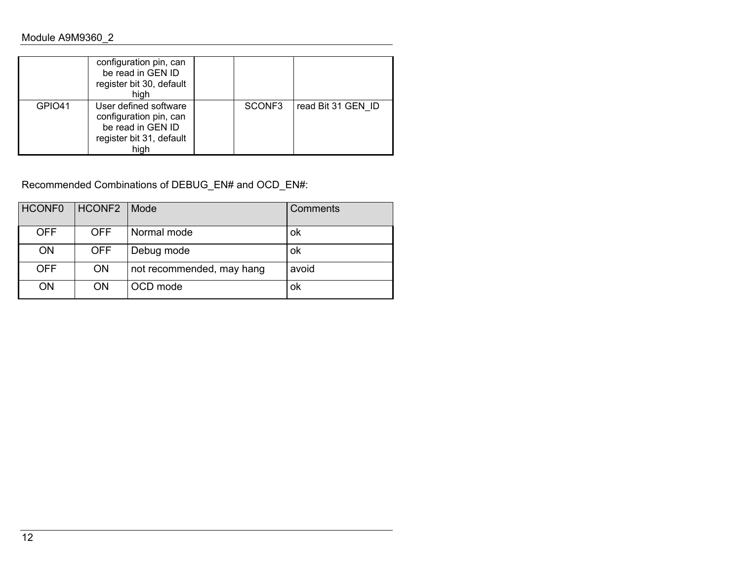|  | configuration pin, can be read in GEN ID register bit 30, default high |  |  |  |
|---|---|---|---|---|
| GPIO41 | User defined software configuration pin, can be read in GEN ID register bit 31, default high |  | SCONF3 | read Bit 31 GEN_ID |

Recommended Combinations of DEBUG_EN# and OCD_EN#:

| HCONF0 | HCONF2 | Mode | Comments |
|---|---|---|---|
| OFF | OFF | Normal mode | ok |
| ON | OFF | Debug mode | ok |
| OFF | ON | not recommended, may hang | avoid |
| ON | ON | OCD mode | ok |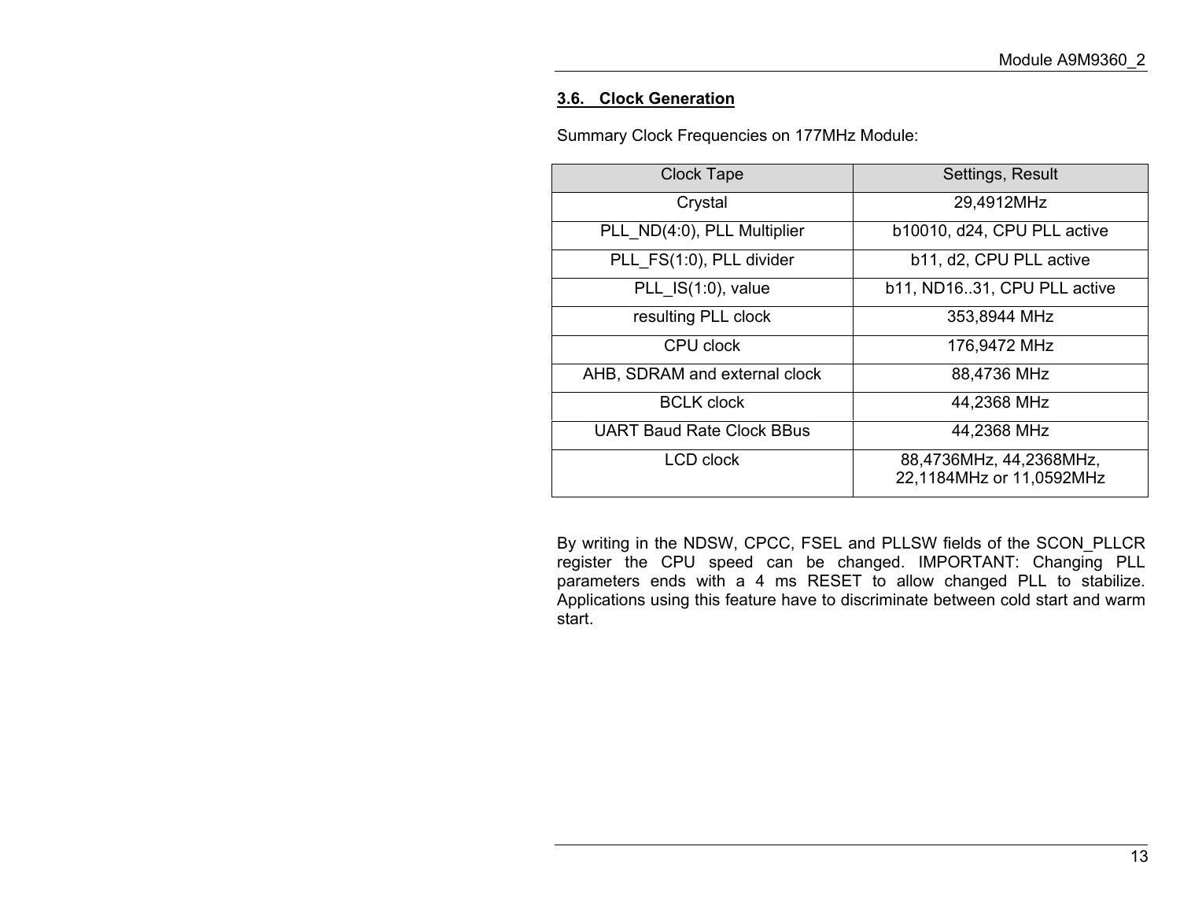## 3.6. Clock Generation

Summary Clock Frequencies on 177MHz Module:

| Clock Tape | Settings, Result |
|---|---|
| Crystal | 29,4912MHz |
| PLL_ND(4:0), PLL Multiplier | b10010, d24, CPU PLL active |
| PLL_FS(1:0), PLL divider | b11, d2, CPU PLL active |
| PLL_IS(1:0), value | b11, ND16..31, CPU PLL active |
| resulting PLL clock | 353,8944 MHz |
| CPU clock | 176,9472 MHz |
| AHB, SDRAM and external clock | 88,4736 MHz |
| BCLK clock | 44,2368 MHz |
| UART Baud Rate Clock BBus | 44,2368 MHz |
| LCD clock | 88,4736MHz, 44,2368MHz, 22,1184MHz or 11,0592MHz |

By writing in the NDSW, CPCC, FSEL and PLLSW fields of the SCON_PLLCR register the CPU speed can be changed. IMPORTANT: Changing PLL parameters ends with a 4 ms RESET to allow changed PLL to stabilize. Applications using this feature have to discriminate between cold start and warm start.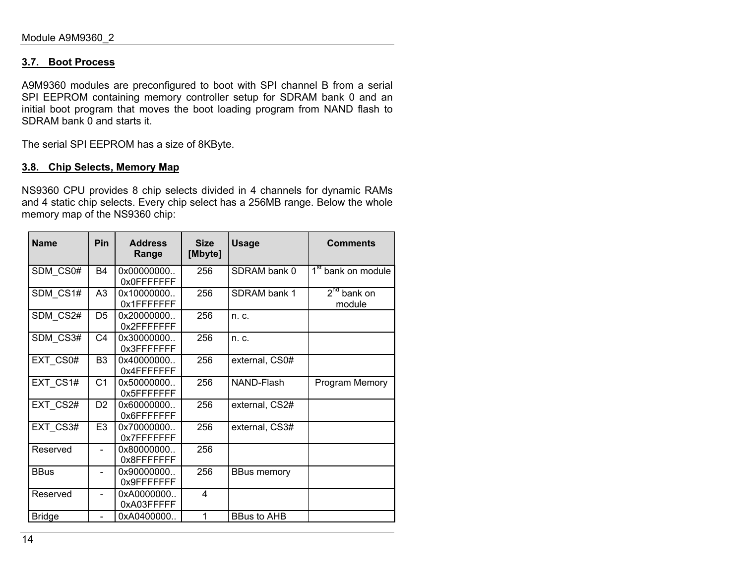### 3.7. Boot Process

A9M9360 modules are preconfigured to boot with SPI channel B from a serial SPI EEPROM containing memory controller setup for SDRAM bank 0 and an initial boot program that moves the boot loading program from NAND flash to SDRAM bank 0 and starts it.

The serial SPI EEPROM has a size of 8KByte.

### 3.8. Chip Selects, Memory Map

NS9360 CPU provides 8 chip selects divided in 4 channels for dynamic RAMs and 4 static chip selects. Every chip select has a 256MB range. Below the whole memory map of the NS9360 chip:

| Name | Pin | Address Range | Size [Mbyte] | Usage | Comments |
|---|---|---|---|---|---|
| SDM_CS0# | B4 | 0x00000000.. 0x0FFFFFFF | 256 | SDRAM bank 0 | 1st bank on module |
| SDM_CS1# | A3 | 0x10000000.. 0x1FFFFFFF | 256 | SDRAM bank 1 | 2nd bank on module |
| SDM_CS2# | D5 | 0x20000000.. 0x2FFFFFFF | 256 | n. c. | |
| SDM_CS3# | C4 | 0x30000000.. 0x3FFFFFFF | 256 | n. c. | |
| EXT_CS0# | B3 | 0x40000000.. 0x4FFFFFFF | 256 | external, CS0# | |
| EXT_CS1# | C1 | 0x50000000.. 0x5FFFFFFF | 256 | NAND-Flash | Program Memory |
| EXT_CS2# | D2 | 0x60000000.. 0x6FFFFFFF | 256 | external, CS2# | |
| EXT_CS3# | E3 | 0x70000000.. 0x7FFFFFFF | 256 | external, CS3# | |
| Reserved | - | 0x80000000.. 0x8FFFFFFF | 256 | | |
| BBus | - | 0x90000000.. 0x9FFFFFFF | 256 | BBus memory | |
| Reserved | - | 0xA0000000.. 0xA03FFFFF | 4 | | |
| Bridge | - | 0xA0400000.. | 1 | BBus to AHB | |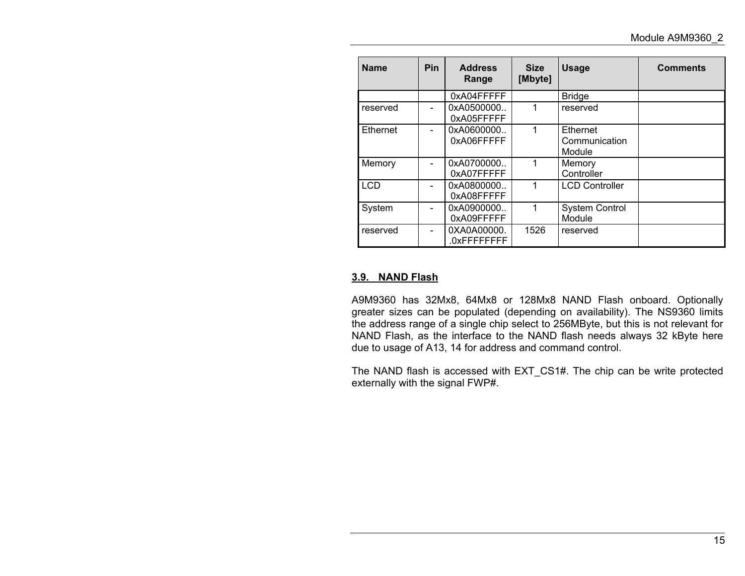| Name | Pin | Address Range | Size [Mbyte] | Usage | Comments |
|---|---|---|---|---|---|
| | | 0xA04FFFFF | | Bridge | |
| reserved | - | 0xA0500000.. 0xA05FFFFF | 1 | reserved | |
| Ethernet | - | 0xA0600000.. 0xA06FFFFF | 1 | Ethernet Communication Module | |
| Memory | - | 0xA0700000.. 0xA07FFFFF | 1 | Memory Controller | |
| LCD | - | 0xA0800000.. 0xA08FFFFF | 1 | LCD Controller | |
| System | - | 0xA0900000.. 0xA09FFFFF | 1 | System Control Module | |
| reserved | - | 0XA0A00000. .0xFFFFFFFF | 1526 | reserved | |

### 3.9. NAND Flash

A9M9360 has 32Mx8, 64Mx8 or 128Mx8 NAND Flash onboard. Optionally greater sizes can be populated (depending on availability). The NS9360 limits the address range of a single chip select to 256MByte, but this is not relevant for NAND Flash, as the interface to the NAND flash needs always 32 kByte here due to usage of A13, 14 for address and command control.

The NAND flash is accessed with EXT_CS1#. The chip can be write protected externally with the signal FWP#.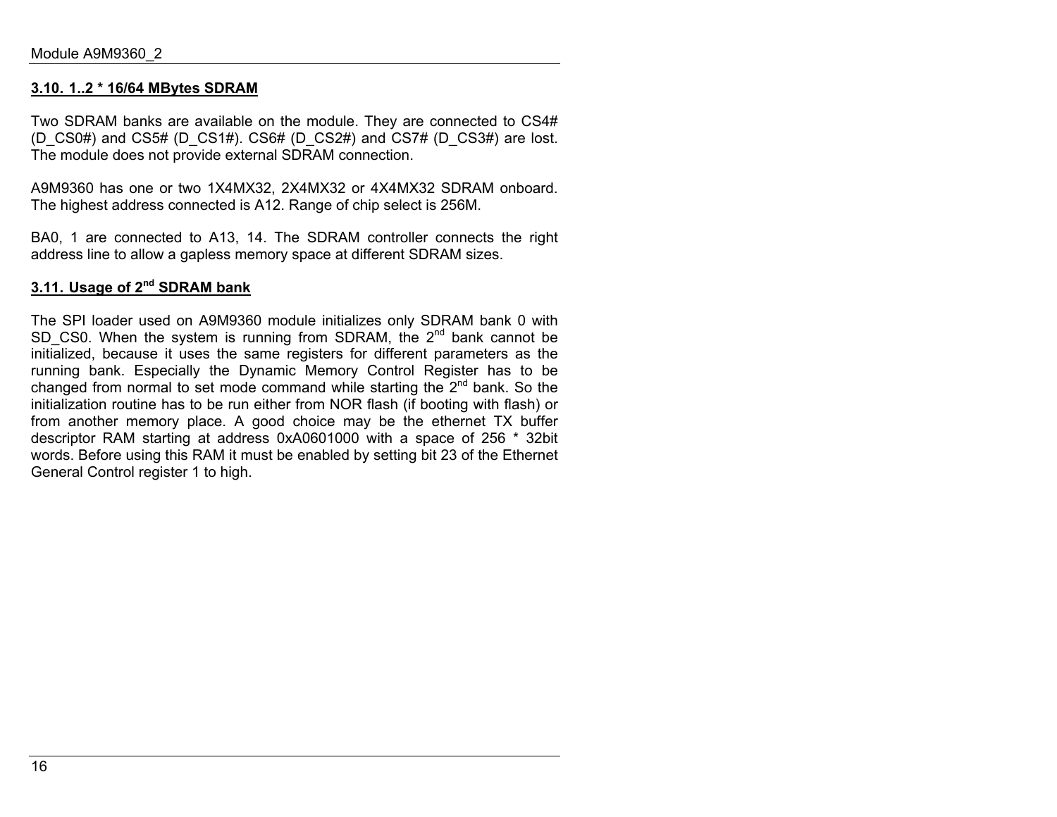## 3.10. 1..2 * 16/64 MBytes SDRAM

Two SDRAM banks are available on the module. They are connected to CS4# (D_CS0#) and CS5# (D_CS1#). CS6# (D_CS2#) and CS7# (D_CS3#) are lost. The module does not provide external SDRAM connection.

A9M9360 has one or two 1X4MX32, 2X4MX32 or 4X4MX32 SDRAM onboard. The highest address connected is A12. Range of chip select is 256M.

BA0, 1 are connected to A13, 14. The SDRAM controller connects the right address line to allow a gapless memory space at different SDRAM sizes.

## 3.11. Usage of 2nd SDRAM bank

The SPI loader used on A9M9360 module initializes only SDRAM bank 0 with SD_CS0. When the system is running from SDRAM, the 2nd bank cannot be initialized, because it uses the same registers for different parameters as the running bank. Especially the Dynamic Memory Control Register has to be changed from normal to set mode command while starting the 2nd bank. So the initialization routine has to be run either from NOR flash (if booting with flash) or from another memory place. A good choice may be the ethernet TX buffer descriptor RAM starting at address 0xA0601000 with a space of 256 * 32bit words. Before using this RAM it must be enabled by setting bit 23 of the Ethernet General Control register 1 to high.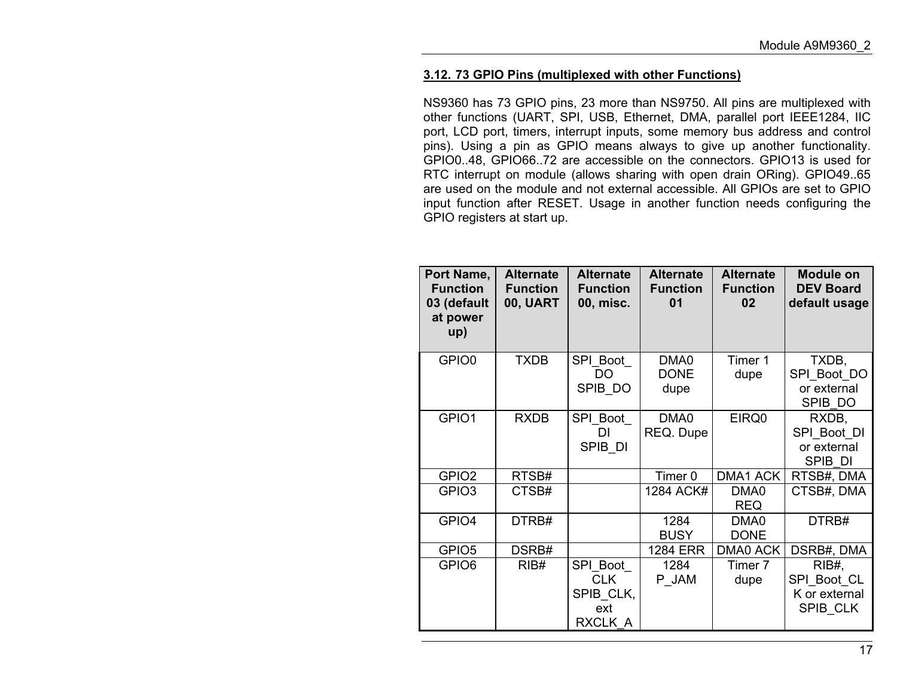### 3.12. 73 GPIO Pins (multiplexed with other Functions)

NS9360 has 73 GPIO pins, 23 more than NS9750. All pins are multiplexed with other functions (UART, SPI, USB, Ethernet, DMA, parallel port IEEE1284, IIC port, LCD port, timers, interrupt inputs, some memory bus address and control pins). Using a pin as GPIO means always to give up another functionality. GPIO0..48, GPIO66..72 are accessible on the connectors. GPIO13 is used for RTC interrupt on module (allows sharing with open drain ORing). GPIO49..65 are used on the module and not external accessible. All GPIOs are set to GPIO input function after RESET. Usage in another function needs configuring the GPIO registers at start up.

| Port Name, Function 03 (default at power up) | Alternate Function 00, UART | Alternate Function 00, misc. | Alternate Function 01 | Alternate Function 02 | Module on DEV Board default usage |
|---|---|---|---|---|---|
| GPIO0 | TXDB | SPI_Boot_DO SPIB_DO | DMA0 DONE dupe | Timer 1 dupe | TXDB, SPI_Boot_DO or external SPIB_DO |
| GPIO1 | RXDB | SPI_Boot_DI SPIB_DI | DMA0 REQ. Dupe | EIRQ0 | RXDB, SPI_Boot_DI or external SPIB_DI |
| GPIO2 | RTSB# | | Timer 0 | DMA1 ACK | RTSB#, DMA |
| GPIO3 | CTSB# | | 1284 ACK# | DMA0 REQ | CTSB#, DMA |
| GPIO4 | DTRB# | | 1284 BUSY | DMA0 DONE | DTRB# |
| GPIO5 | DSRB# | | 1284 ERR | DMA0 ACK | DSRB#, DMA |
| GPIO6 | RIB# | SPI_Boot_CLK SPIB_CLK, ext RXCLK_A | 1284 P_JAM | Timer 7 dupe | RIB#, SPI_Boot_CLK or external SPIB_CLK |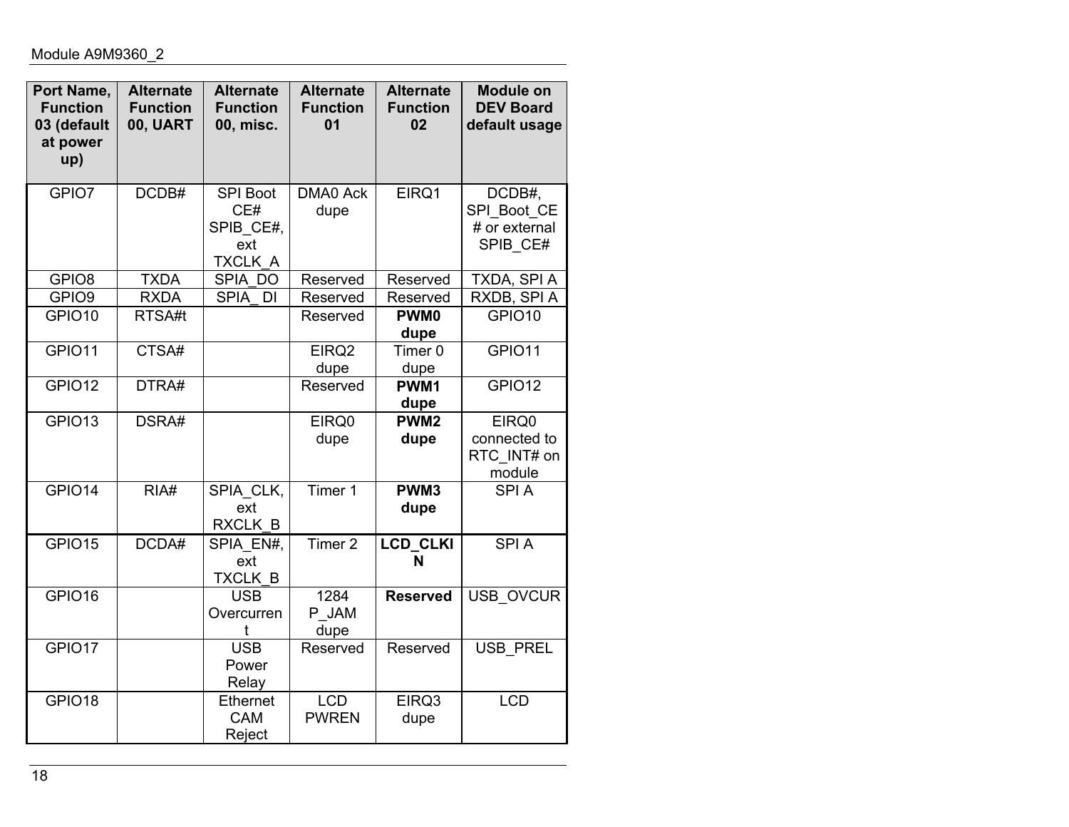| Port Name, Function 03 (default at power up) | Alternate Function 00, UART | Alternate Function 00, misc. | Alternate Function 01 | Alternate Function 02 | Module on DEV Board default usage |
|---|---|---|---|---|---|
| GPIO7 | DCDB# | SPI Boot CE# SPIB_CE#, ext TXCLK_A | DMA0 Ack dupe | EIRQ1 | DCDB#, SPI_Boot_CE# or external SPIB_CE# |
| GPIO8 | TXDA | SPIA_DO | Reserved | Reserved | TXDA, SPI A |
| GPIO9 | RXDA | SPIA_ DI | Reserved | Reserved | RXDB, SPI A |
| GPIO10 | RTSA#t | | Reserved | **PWM0 dupe** | GPIO10 |
| GPIO11 | CTSA# | | EIRQ2 dupe | Timer 0 dupe | GPIO11 |
| GPIO12 | DTRA# | | Reserved | **PWM1 dupe** | GPIO12 |
| GPIO13 | DSRA# | | EIRQ0 dupe | **PWM2 dupe** | EIRQ0 connected to RTC_INT# on module |
| GPIO14 | RIA# | SPIA_CLK, ext RXCLK_B | Timer 1 | **PWM3 dupe** | SPI A |
| GPIO15 | DCDA# | SPIA_EN#, ext TXCLK_B | Timer 2 | **LCD_CLKIN** | SPI A |
| GPIO16 | | USB Overcurrent | 1284 P_JAM dupe | **Reserved** | USB_OVCUR |
| GPIO17 | | USB Power Relay | Reserved | Reserved | USB_PREL |
| GPIO18 | | Ethernet CAM Reject | LCD PWREN | EIRQ3 dupe | LCD |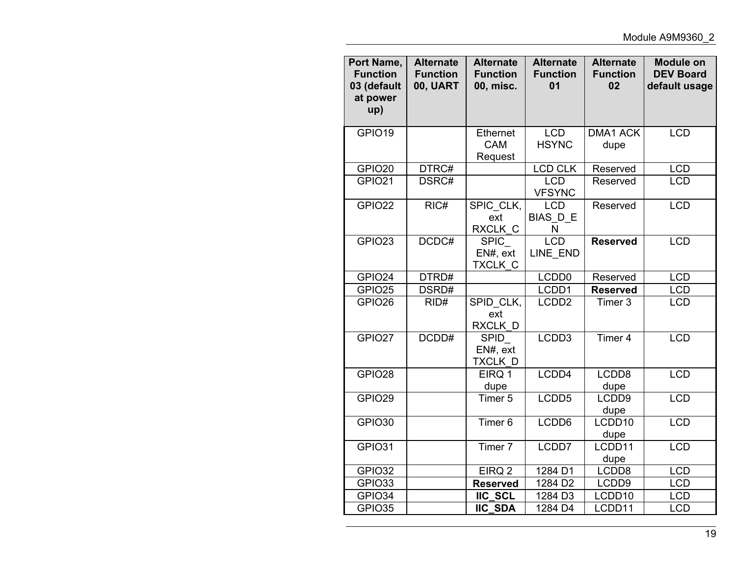| Port Name, Function 03 (default at power up) | Alternate Function 00, UART | Alternate Function 00, misc. | Alternate Function 01 | Alternate Function 02 | Module on DEV Board default usage |
|---|---|---|---|---|---|
| GPIO19 | | Ethernet CAM Request | LCD HSYNC | DMA1 ACK dupe | LCD |
| GPIO20 | DTRC# | | LCD CLK | Reserved | LCD |
| GPIO21 | DSRC# | | LCD VFSYNC | Reserved | LCD |
| GPIO22 | RIC# | SPIC_CLK, ext RXCLK_C | LCD BIAS_D_EN | Reserved | LCD |
| GPIO23 | DCDC# | SPIC_EN#, ext TXCLK_C | LCD LINE_END | **Reserved** | LCD |
| GPIO24 | DTRD# | | LCDD0 | Reserved | LCD |
| GPIO25 | DSRD# | | LCDD1 | **Reserved** | LCD |
| GPIO26 | RID# | SPID_CLK, ext RXCLK_D | LCDD2 | Timer 3 | LCD |
| GPIO27 | DCDD# | SPID_EN#, ext TXCLK_D | LCDD3 | Timer 4 | LCD |
| GPIO28 | | EIRQ 1 dupe | LCDD4 | LCDD8 dupe | LCD |
| GPIO29 | | Timer 5 | LCDD5 | LCDD9 dupe | LCD |
| GPIO30 | | Timer 6 | LCDD6 | LCDD10 dupe | LCD |
| GPIO31 | | Timer 7 | LCDD7 | LCDD11 dupe | LCD |
| GPIO32 | | EIRQ 2 | 1284 D1 | LCDD8 | LCD |
| GPIO33 | | **Reserved** | 1284 D2 | LCDD9 | LCD |
| GPIO34 | | **IIC_SCL** | 1284 D3 | LCDD10 | LCD |
| GPIO35 | | **IIC_SDA** | 1284 D4 | LCDD11 | LCD |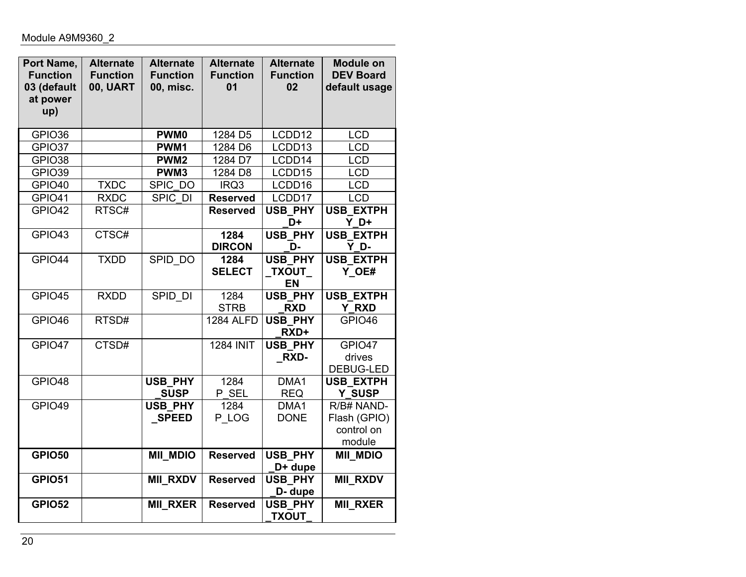| Port Name, Function 03 (default at power up) | Alternate Function 00, UART | Alternate Function 00, misc. | Alternate Function 01 | Alternate Function 02 | Module on DEV Board default usage |
|---|---|---|---|---|---|
| GPIO36 | | **PWM0** | 1284 D5 | LCDD12 | LCD |
| GPIO37 | | **PWM1** | 1284 D6 | LCDD13 | LCD |
| GPIO38 | | **PWM2** | 1284 D7 | LCDD14 | LCD |
| GPIO39 | | **PWM3** | 1284 D8 | LCDD15 | LCD |
| GPIO40 | TXDC | SPIC_DO | IRQ3 | LCDD16 | LCD |
| GPIO41 | RXDC | SPIC_DI | **Reserved** | LCDD17 | LCD |
| GPIO42 | RTSC# | | **Reserved** | **USB_PHY_D+** | **USB_EXTPHY_D+** |
| GPIO43 | CTSC# | | **1284 DIRCON** | **USB_PHY_D-** | **USB_EXTPHY_D-** |
| GPIO44 | TXDD | SPID_DO | **1284 SELECT** | **USB_PHY_TXOUT_EN** | **USB_EXTPHY_OE#** |
| GPIO45 | RXDD | SPID_DI | 1284 STRB | **USB_PHY_RXD** | **USB_EXTPHY_RXD** |
| GPIO46 | RTSD# | | 1284 ALFD | **USB_PHY_RXD+** | GPIO46 |
| GPIO47 | CTSD# | | 1284 INIT | **USB_PHY_RXD-** | GPIO47 drives DEBUG-LED |
| GPIO48 | | **USB_PHY_SUSP** | 1284 P_SEL | DMA1 REQ | **USB_EXTPHY_SUSP** |
| GPIO49 | | **USB_PHY_SPEED** | 1284 P_LOG | DMA1 DONE | R/B# NAND-Flash (GPIO) control on module |
| **GPIO50** | | **MII_MDIO** | **Reserved** | **USB_PHY_D+ dupe** | **MII_MDIO** |
| **GPIO51** | | **MII_RXDV** | **Reserved** | **USB_PHY_D- dupe** | **MII_RXDV** |
| **GPIO52** | | **MII_RXER** | **Reserved** | **USB_PHY_TXOUT_** | **MII_RXER** |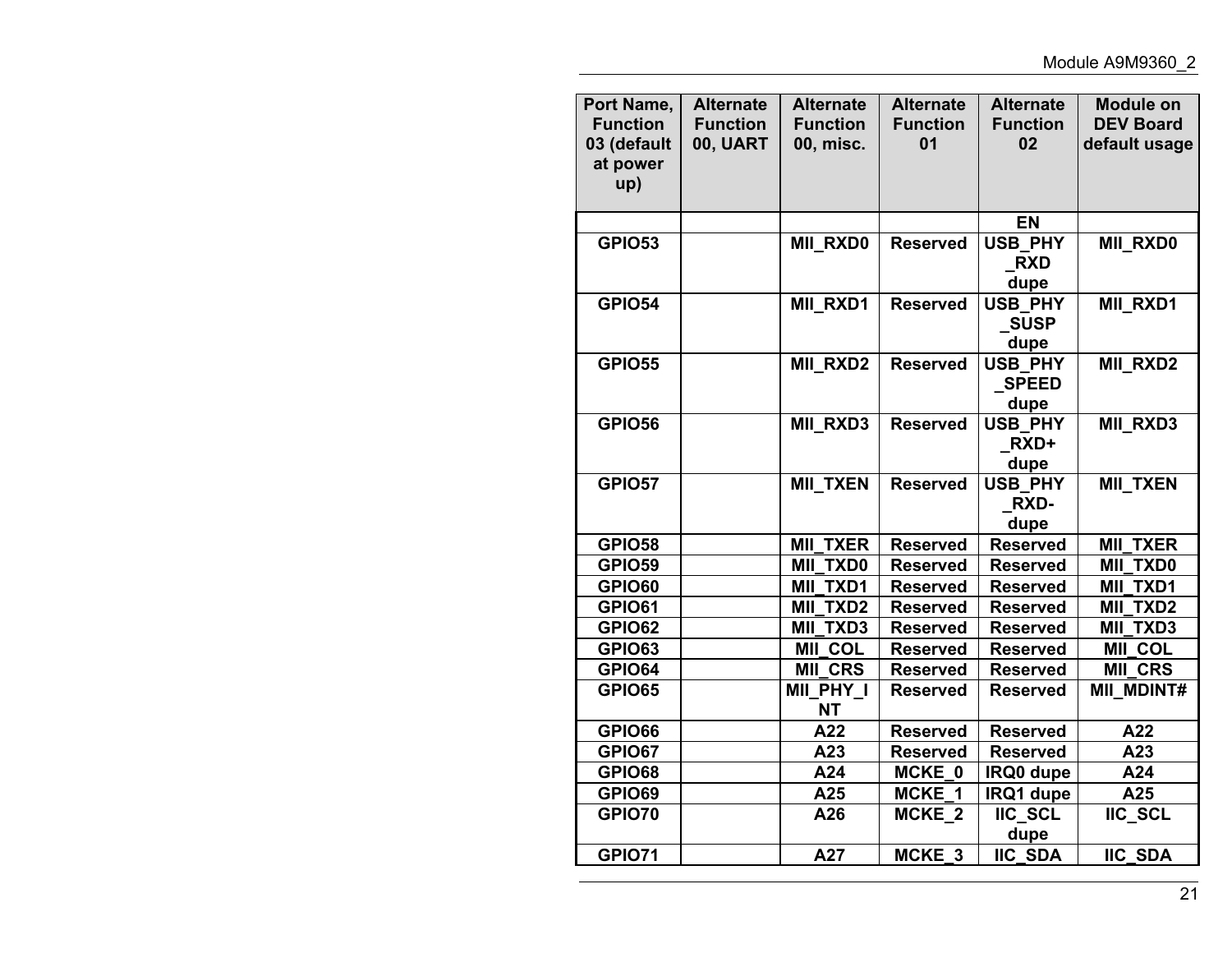| Port Name, Function 03 (default at power up) | Alternate Function 00, UART | Alternate Function 00, misc. | Alternate Function 01 | Alternate Function 02 | Module on DEV Board default usage |
|---|---|---|---|---|---|
| | | | | EN | |
| GPIO53 | | MII_RXD0 | Reserved | USB_PHY_RXD dupe | MII_RXD0 |
| GPIO54 | | MII_RXD1 | Reserved | USB_PHY_SUSP dupe | MII_RXD1 |
| GPIO55 | | MII_RXD2 | Reserved | USB_PHY_SPEED dupe | MII_RXD2 |
| GPIO56 | | MII_RXD3 | Reserved | USB_PHY_RXD+ dupe | MII_RXD3 |
| GPIO57 | | MII_TXEN | Reserved | USB_PHY_RXD- dupe | MII_TXEN |
| GPIO58 | | MII_TXER | Reserved | Reserved | MII_TXER |
| GPIO59 | | MII_TXD0 | Reserved | Reserved | MII_TXD0 |
| GPIO60 | | MII_TXD1 | Reserved | Reserved | MII_TXD1 |
| GPIO61 | | MII_TXD2 | Reserved | Reserved | MII_TXD2 |
| GPIO62 | | MII_TXD3 | Reserved | Reserved | MII_TXD3 |
| GPIO63 | | MII_COL | Reserved | Reserved | MII_COL |
| GPIO64 | | MII_CRS | Reserved | Reserved | MII_CRS |
| GPIO65 | | MII_PHY_INT | Reserved | Reserved | MII_MDINT# |
| GPIO66 | | A22 | Reserved | Reserved | A22 |
| GPIO67 | | A23 | Reserved | Reserved | A23 |
| GPIO68 | | A24 | MCKE_0 | IRQ0 dupe | A24 |
| GPIO69 | | A25 | MCKE_1 | IRQ1 dupe | A25 |
| GPIO70 | | A26 | MCKE_2 | IIC_SCL dupe | IIC_SCL |
| GPIO71 | | A27 | MCKE_3 | IIC_SDA | IIC_SDA |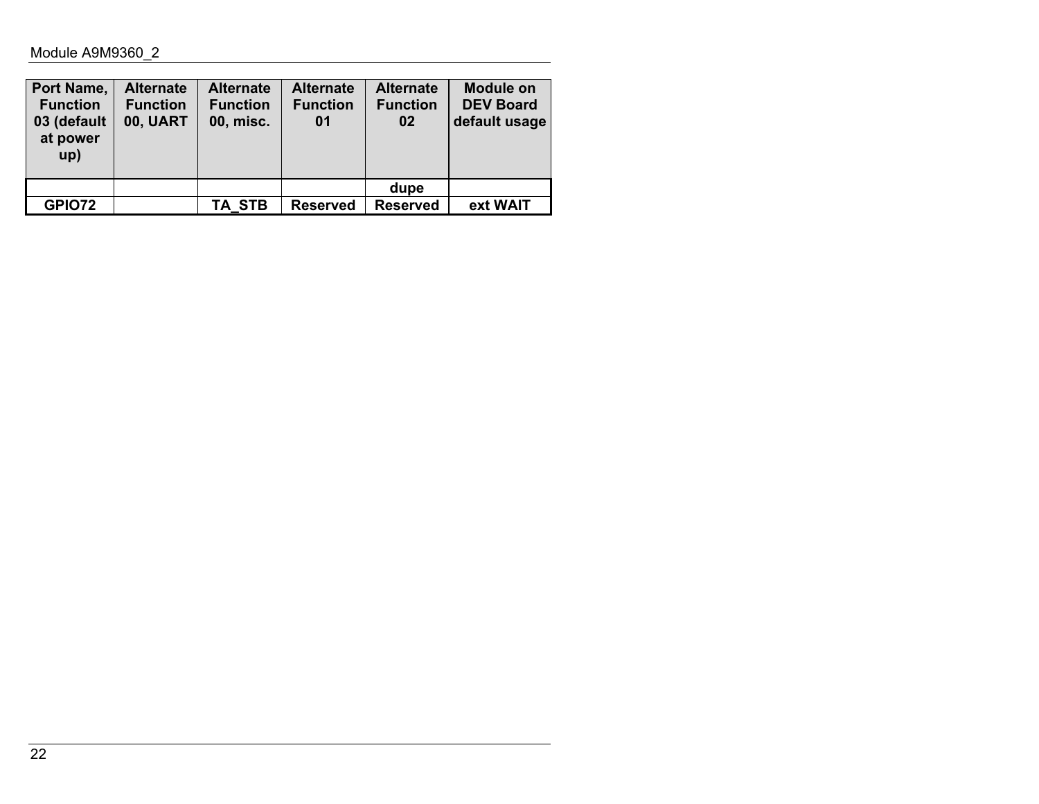| Port Name, Function 03 (default at power up) | Alternate Function 00, UART | Alternate Function 00, misc. | Alternate Function 01 | Alternate Function 02 | Module on DEV Board default usage |
|---|---|---|---|---|---|
| | | | | dupe | |
| GPIO72 | | TA_STB | Reserved | Reserved | ext WAIT |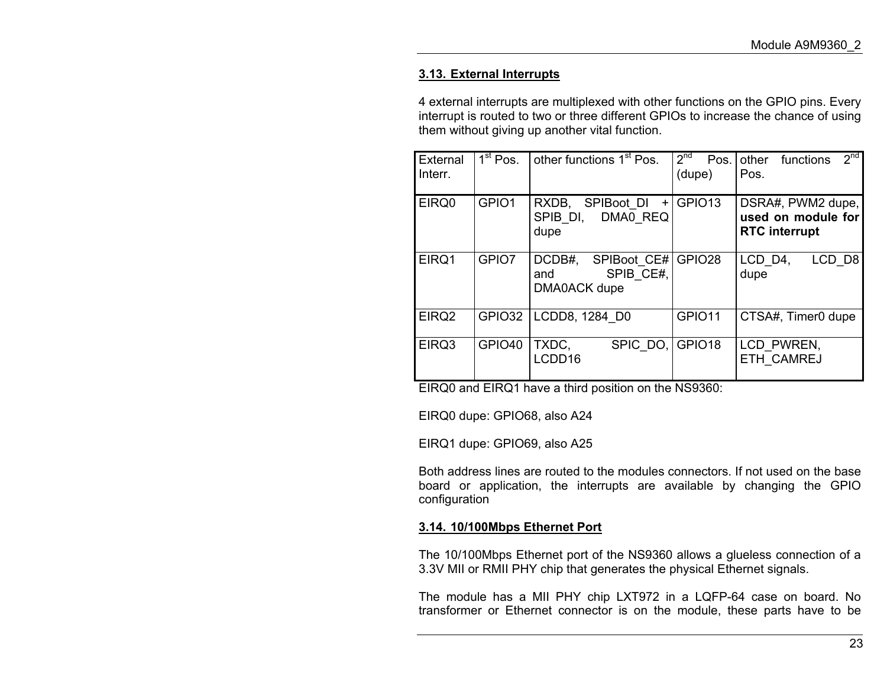### 3.13. External Interrupts

4 external interrupts are multiplexed with other functions on the GPIO pins. Every interrupt is routed to two or three different GPIOs to increase the chance of using them without giving up another vital function.

| External Interr. | 1st Pos. | other functions 1st Pos. | 2nd Pos. (dupe) | other functions 2nd Pos. |
|---|---|---|---|---|
| EIRQ0 | GPIO1 | RXDB, SPIBoot_DI + SPIB_DI, DMA0_REQ dupe | GPIO13 | DSRA#, PWM2 dupe, **used on module for RTC interrupt** |
| EIRQ1 | GPIO7 | DCDB#, SPIBoot_CE# and SPIB_CE#, DMA0ACK dupe | GPIO28 | LCD_D4, LCD_D8 dupe |
| EIRQ2 | GPIO32 | LCDD8, 1284_D0 | GPIO11 | CTSA#, Timer0 dupe |
| EIRQ3 | GPIO40 | TXDC, SPIC_DO, LCDD16 | GPIO18 | LCD_PWREN, ETH_CAMREJ |

EIRQ0 and EIRQ1 have a third position on the NS9360:

EIRQ0 dupe: GPIO68, also A24

EIRQ1 dupe: GPIO69, also A25

Both address lines are routed to the modules connectors. If not used on the base board or application, the interrupts are available by changing the GPIO configuration

### 3.14. 10/100Mbps Ethernet Port

The 10/100Mbps Ethernet port of the NS9360 allows a glueless connection of a 3.3V MII or RMII PHY chip that generates the physical Ethernet signals.

The module has a MII PHY chip LXT972 in a LQFP-64 case on board. No transformer or Ethernet connector is on the module, these parts have to be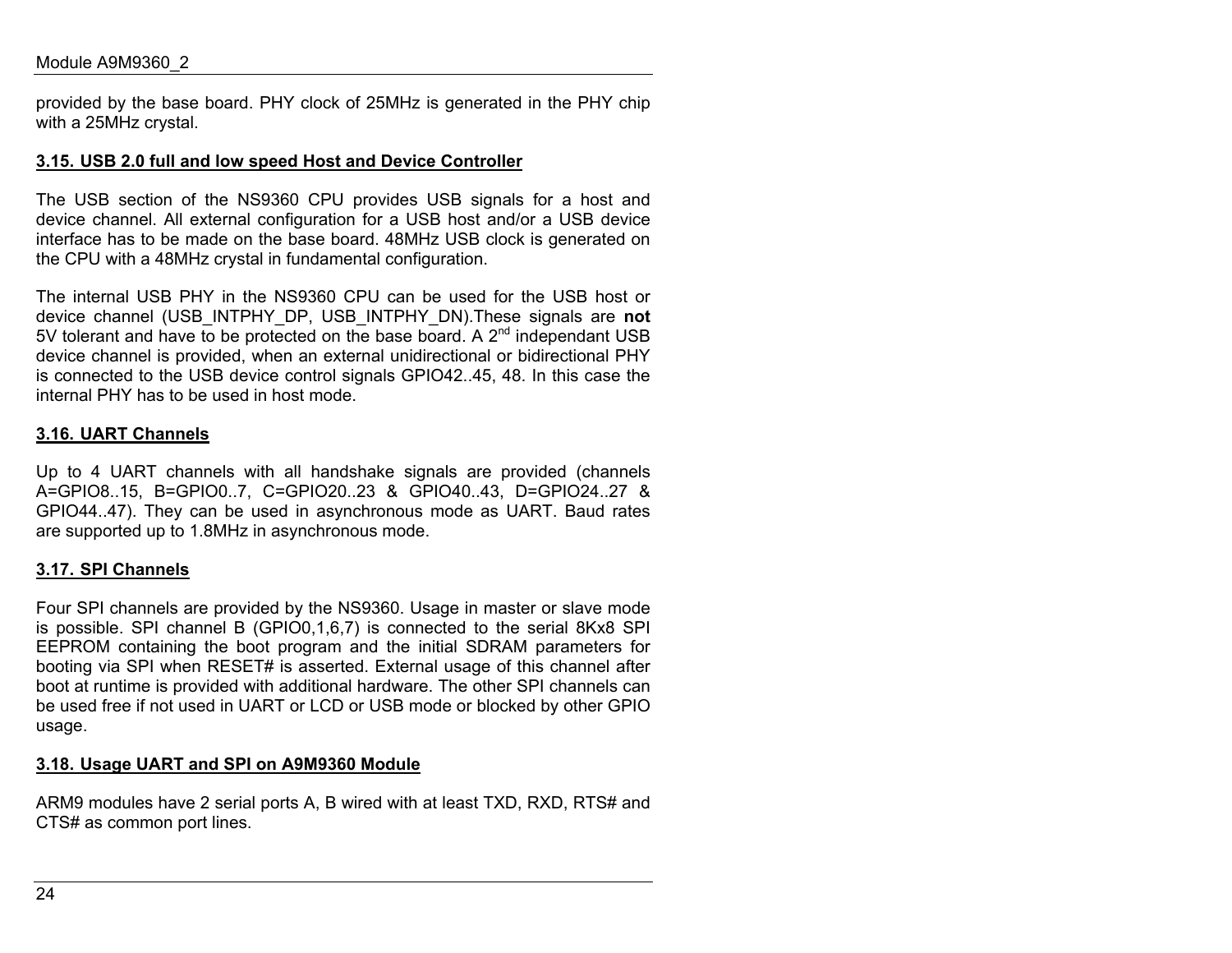provided by the base board. PHY clock of 25MHz is generated in the PHY chip with a 25MHz crystal.

### 3.15. USB 2.0 full and low speed Host and Device Controller

The USB section of the NS9360 CPU provides USB signals for a host and device channel. All external configuration for a USB host and/or a USB device interface has to be made on the base board. 48MHz USB clock is generated on the CPU with a 48MHz crystal in fundamental configuration.

The internal USB PHY in the NS9360 CPU can be used for the USB host or device channel (USB_INTPHY_DP, USB_INTPHY_DN).These signals are **not** 5V tolerant and have to be protected on the base board. A 2nd independant USB device channel is provided, when an external unidirectional or bidirectional PHY is connected to the USB device control signals GPIO42..45, 48. In this case the internal PHY has to be used in host mode.

### 3.16. UART Channels

Up to 4 UART channels with all handshake signals are provided (channels A=GPIO8..15, B=GPIO0..7, C=GPIO20..23 & GPIO40..43, D=GPIO24..27 & GPIO44..47). They can be used in asynchronous mode as UART. Baud rates are supported up to 1.8MHz in asynchronous mode.

### 3.17. SPI Channels

Four SPI channels are provided by the NS9360. Usage in master or slave mode is possible. SPI channel B (GPIO0,1,6,7) is connected to the serial 8Kx8 SPI EEPROM containing the boot program and the initial SDRAM parameters for booting via SPI when RESET# is asserted. External usage of this channel after boot at runtime is provided with additional hardware. The other SPI channels can be used free if not used in UART or LCD or USB mode or blocked by other GPIO usage.

### 3.18. Usage UART and SPI on A9M9360 Module

ARM9 modules have 2 serial ports A, B wired with at least TXD, RXD, RTS# and CTS# as common port lines.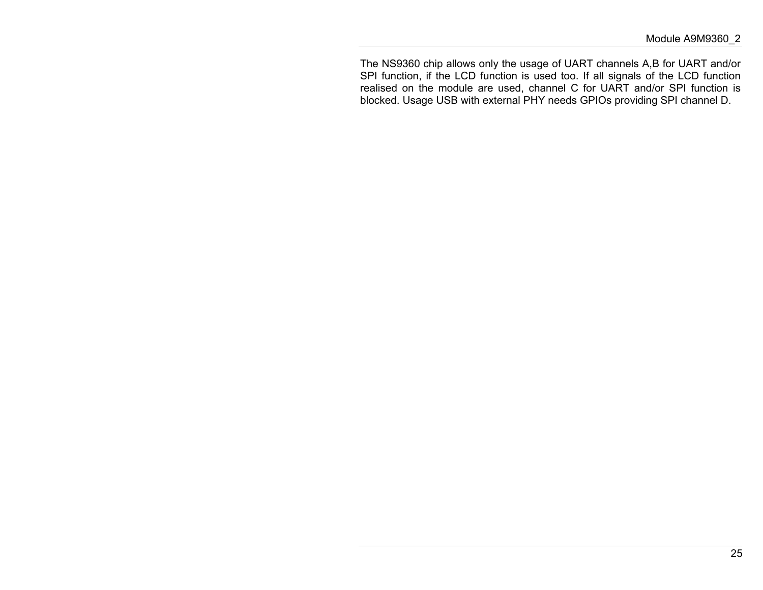The NS9360 chip allows only the usage of UART channels A,B for UART and/or SPI function, if the LCD function is used too. If all signals of the LCD function realised on the module are used, channel C for UART and/or SPI function is blocked. Usage USB with external PHY needs GPIOs providing SPI channel D.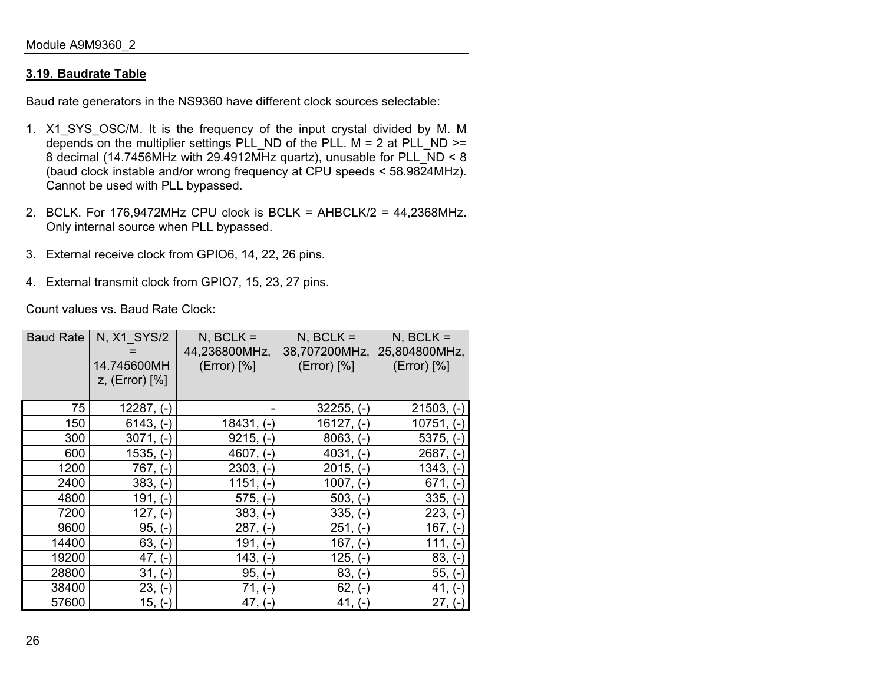### 3.19. Baudrate Table

Baud rate generators in the NS9360 have different clock sources selectable:

1. X1_SYS_OSC/M. It is the frequency of the input crystal divided by M. M depends on the multiplier settings PLL_ND of the PLL. M = 2 at PLL_ND >= 8 decimal (14.7456MHz with 29.4912MHz quartz), unusable for PLL_ND < 8 (baud clock instable and/or wrong frequency at CPU speeds < 58.9824MHz). Cannot be used with PLL bypassed.

2. BCLK. For 176,9472MHz CPU clock is BCLK = AHBCLK/2 = 44,2368MHz. Only internal source when PLL bypassed.

3. External receive clock from GPIO6, 14, 22, 26 pins.

4. External transmit clock from GPIO7, 15, 23, 27 pins.

Count values vs. Baud Rate Clock:

| Baud Rate | N, X1_SYS/2 = 14.745600MHz, (Error) [%] | N, BCLK = 44,236800MHz, (Error) [%] | N, BCLK = 38,707200MHz, (Error) [%] | N, BCLK = 25,804800MHz, (Error) [%] |
|---|---|---|---|---|
| 75 | 12287, (-) | - | 32255, (-) | 21503, (-) |
| 150 | 6143, (-) | 18431, (-) | 16127, (-) | 10751, (-) |
| 300 | 3071, (-) | 9215, (-) | 8063, (-) | 5375, (-) |
| 600 | 1535, (-) | 4607, (-) | 4031, (-) | 2687, (-) |
| 1200 | 767, (-) | 2303, (-) | 2015, (-) | 1343, (-) |
| 2400 | 383, (-) | 1151, (-) | 1007, (-) | 671, (-) |
| 4800 | 191, (-) | 575, (-) | 503, (-) | 335, (-) |
| 7200 | 127, (-) | 383, (-) | 335, (-) | 223, (-) |
| 9600 | 95, (-) | 287, (-) | 251, (-) | 167, (-) |
| 14400 | 63, (-) | 191, (-) | 167, (-) | 111, (-) |
| 19200 | 47, (-) | 143, (-) | 125, (-) | 83, (-) |
| 28800 | 31, (-) | 95, (-) | 83, (-) | 55, (-) |
| 38400 | 23, (-) | 71, (-) | 62, (-) | 41, (-) |
| 57600 | 15, (-) | 47, (-) | 41, (-) | 27, (-) |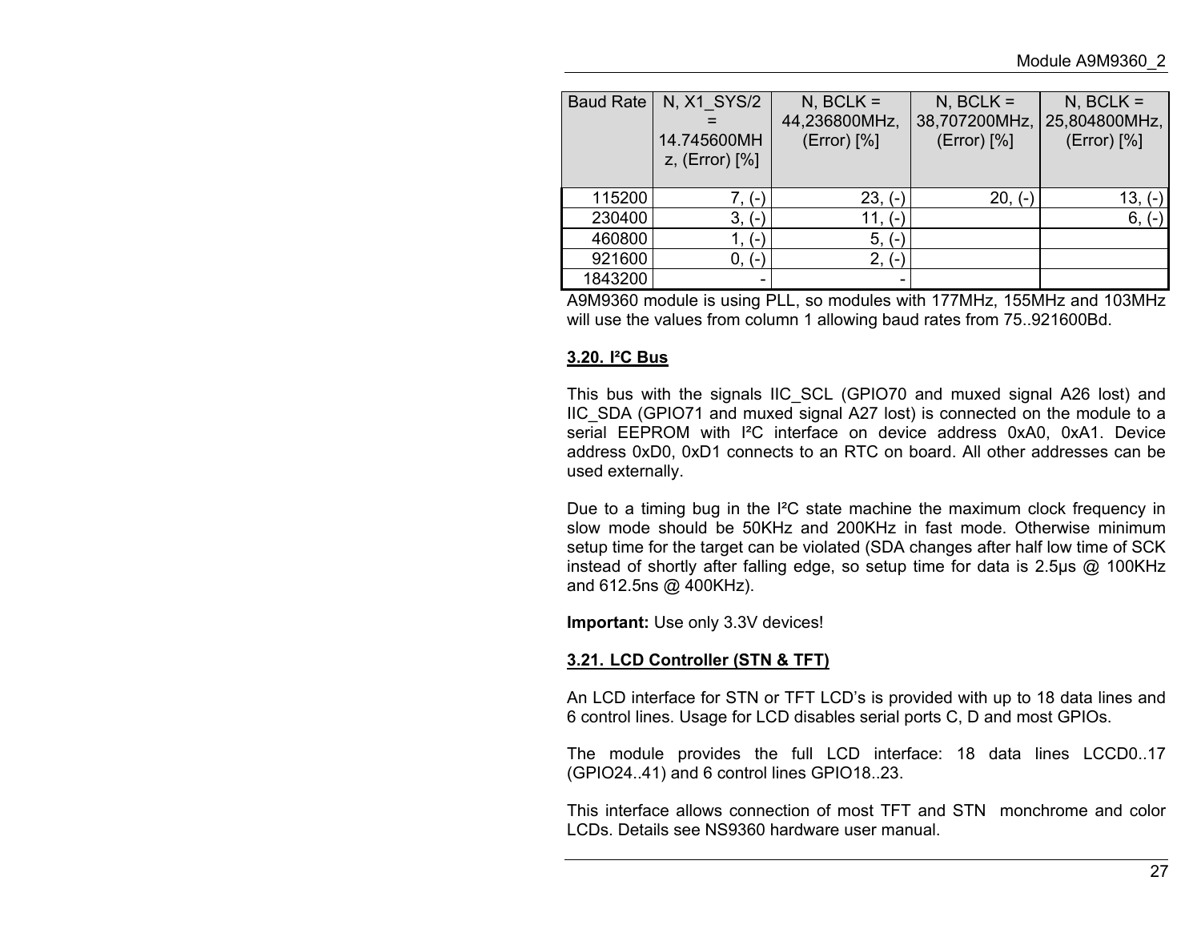| Baud Rate | N, X1_SYS/2 = 14.745600MHz, (Error) [%] | N, BCLK = 44,236800MHz, (Error) [%] | N, BCLK = 38,707200MHz, (Error) [%] | N, BCLK = 25,804800MHz, (Error) [%] |
|---|---|---|---|---|
| 115200 | 7, (-) | 23, (-) | 20, (-) | 13, (-) |
| 230400 | 3, (-) | 11, (-) | | 6, (-) |
| 460800 | 1, (-) | 5, (-) | | |
| 921600 | 0, (-) | 2, (-) | | |
| 1843200 | - | - | | |

A9M9360 module is using PLL, so modules with 177MHz, 155MHz and 103MHz will use the values from column 1 allowing baud rates from 75..921600Bd.

### 3.20. I²C Bus

This bus with the signals IIC_SCL (GPIO70 and muxed signal A26 lost) and IIC_SDA (GPIO71 and muxed signal A27 lost) is connected on the module to a serial EEPROM with I²C interface on device address 0xA0, 0xA1. Device address 0xD0, 0xD1 connects to an RTC on board. All other addresses can be used externally.

Due to a timing bug in the I²C state machine the maximum clock frequency in slow mode should be 50KHz and 200KHz in fast mode. Otherwise minimum setup time for the target can be violated (SDA changes after half low time of SCK instead of shortly after falling edge, so setup time for data is 2.5µs @ 100KHz and 612.5ns @ 400KHz).

**Important:** Use only 3.3V devices!

### 3.21. LCD Controller (STN & TFT)

An LCD interface for STN or TFT LCD's is provided with up to 18 data lines and 6 control lines. Usage for LCD disables serial ports C, D and most GPIOs.

The module provides the full LCD interface: 18 data lines LCCD0..17 (GPIO24..41) and 6 control lines GPIO18..23.

This interface allows connection of most TFT and STN monchrome and color LCDs. Details see NS9360 hardware user manual.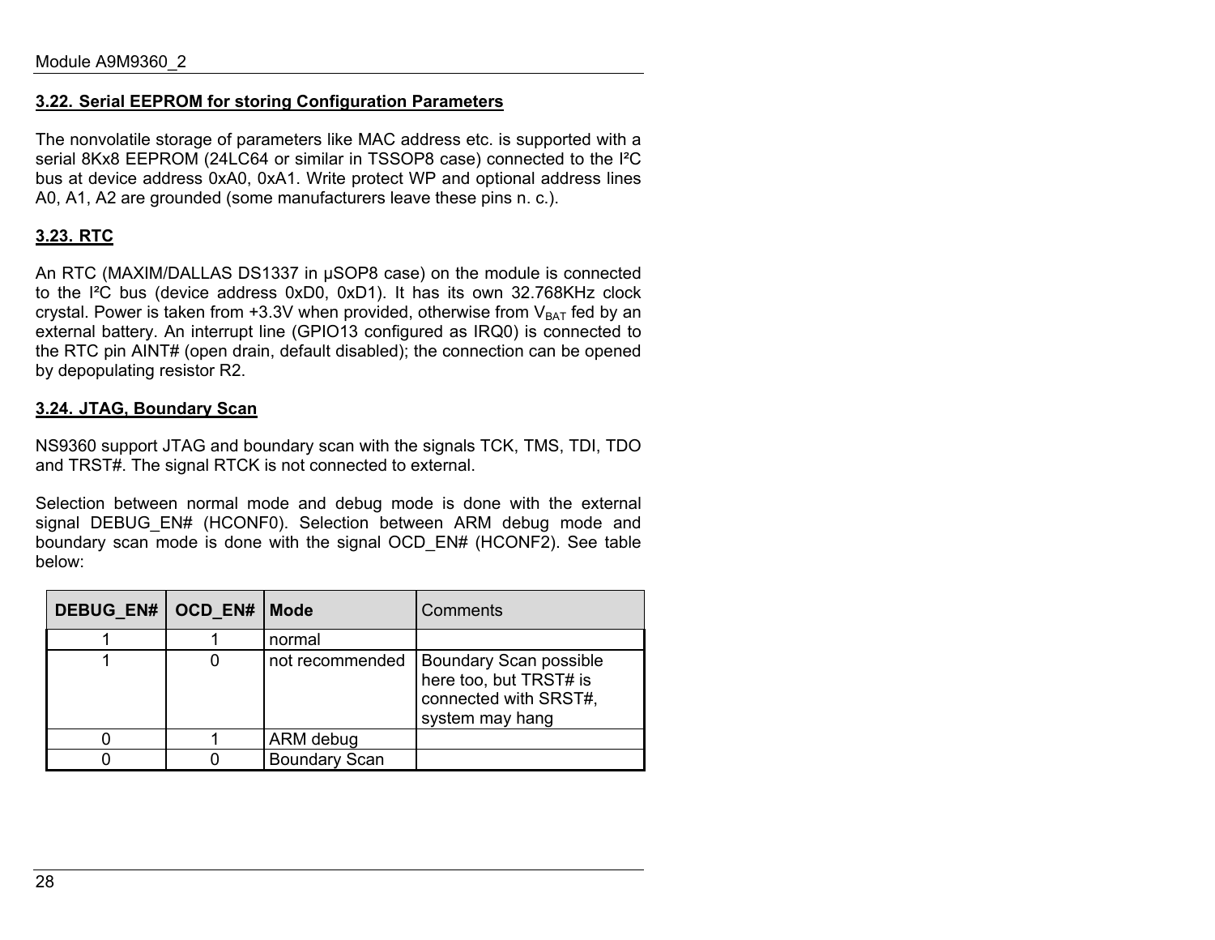### 3.22. Serial EEPROM for storing Configuration Parameters

The nonvolatile storage of parameters like MAC address etc. is supported with a serial 8Kx8 EEPROM (24LC64 or similar in TSSOP8 case) connected to the I²C bus at device address 0xA0, 0xA1. Write protect WP and optional address lines A0, A1, A2 are grounded (some manufacturers leave these pins n. c.).

### 3.23. RTC

An RTC (MAXIM/DALLAS DS1337 in µSOP8 case) on the module is connected to the I²C bus (device address 0xD0, 0xD1). It has its own 32.768KHz clock crystal. Power is taken from +3.3V when provided, otherwise from $V_{BAT}$ fed by an external battery. An interrupt line (GPIO13 configured as IRQ0) is connected to the RTC pin AINT# (open drain, default disabled); the connection can be opened by depopulating resistor R2.

### 3.24. JTAG, Boundary Scan

NS9360 support JTAG and boundary scan with the signals TCK, TMS, TDI, TDO and TRST#. The signal RTCK is not connected to external.

Selection between normal mode and debug mode is done with the external signal DEBUG_EN# (HCONF0). Selection between ARM debug mode and boundary scan mode is done with the signal OCD_EN# (HCONF2). See table below:

| DEBUG_EN# | OCD_EN# | Mode | Comments |
|---|---|---|---|
| 1 | 1 | normal | |
| 1 | 0 | not recommended | Boundary Scan possible here too, but TRST# is connected with SRST#, system may hang |
| 0 | 1 | ARM debug | |
| 0 | 0 | Boundary Scan | |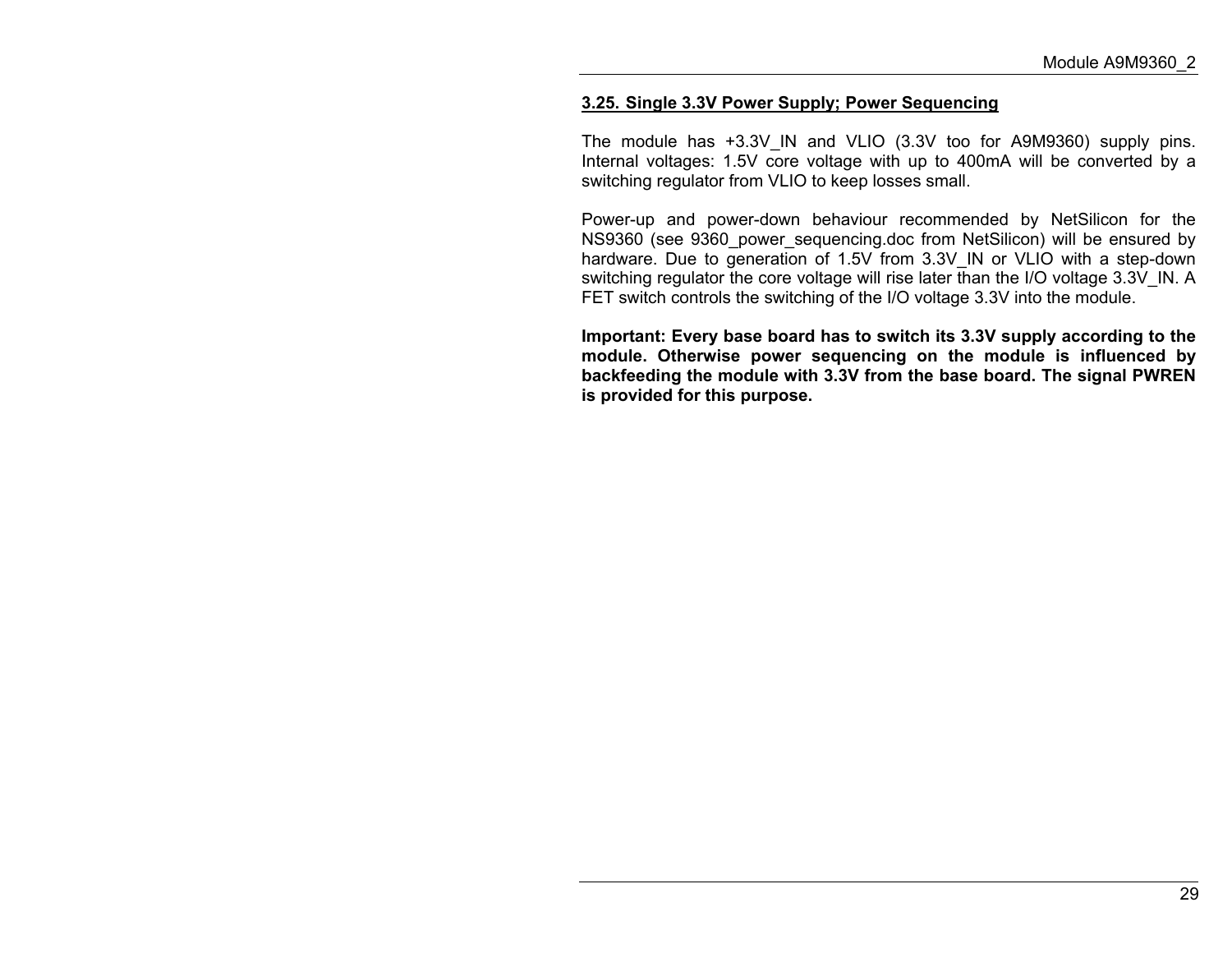### 3.25. Single 3.3V Power Supply; Power Sequencing

The module has +3.3V_IN and VLIO (3.3V too for A9M9360) supply pins. Internal voltages: 1.5V core voltage with up to 400mA will be converted by a switching regulator from VLIO to keep losses small.

Power-up and power-down behaviour recommended by NetSilicon for the NS9360 (see 9360_power_sequencing.doc from NetSilicon) will be ensured by hardware. Due to generation of 1.5V from 3.3V_IN or VLIO with a step-down switching regulator the core voltage will rise later than the I/O voltage 3.3V_IN. A FET switch controls the switching of the I/O voltage 3.3V into the module.

**Important: Every base board has to switch its 3.3V supply according to the module. Otherwise power sequencing on the module is influenced by backfeeding the module with 3.3V from the base board. The signal PWREN is provided for this purpose.**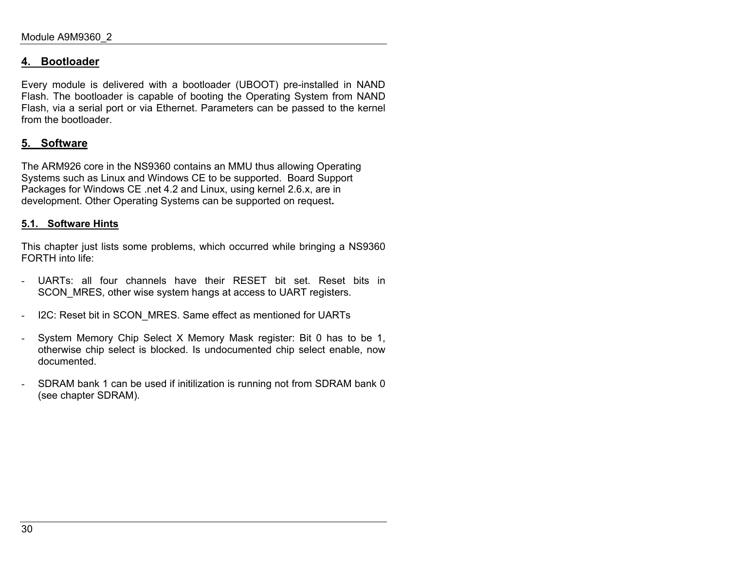## 4. Bootloader

Every module is delivered with a bootloader (UBOOT) pre-installed in NAND Flash. The bootloader is capable of booting the Operating System from NAND Flash, via a serial port or via Ethernet. Parameters can be passed to the kernel from the bootloader.

## 5. Software

The ARM926 core in the NS9360 contains an MMU thus allowing Operating Systems such as Linux and Windows CE to be supported. Board Support Packages for Windows CE .net 4.2 and Linux, using kernel 2.6.x, are in development. Other Operating Systems can be supported on request**.**

### 5.1. Software Hints

This chapter just lists some problems, which occurred while bringing a NS9360 FORTH into life:

- UARTs: all four channels have their RESET bit set. Reset bits in SCON_MRES, other wise system hangs at access to UART registers.

- I2C: Reset bit in SCON_MRES. Same effect as mentioned for UARTs

- System Memory Chip Select X Memory Mask register: Bit 0 has to be 1, otherwise chip select is blocked. Is undocumented chip select enable, now documented.

- SDRAM bank 1 can be used if initilization is running not from SDRAM bank 0 (see chapter SDRAM).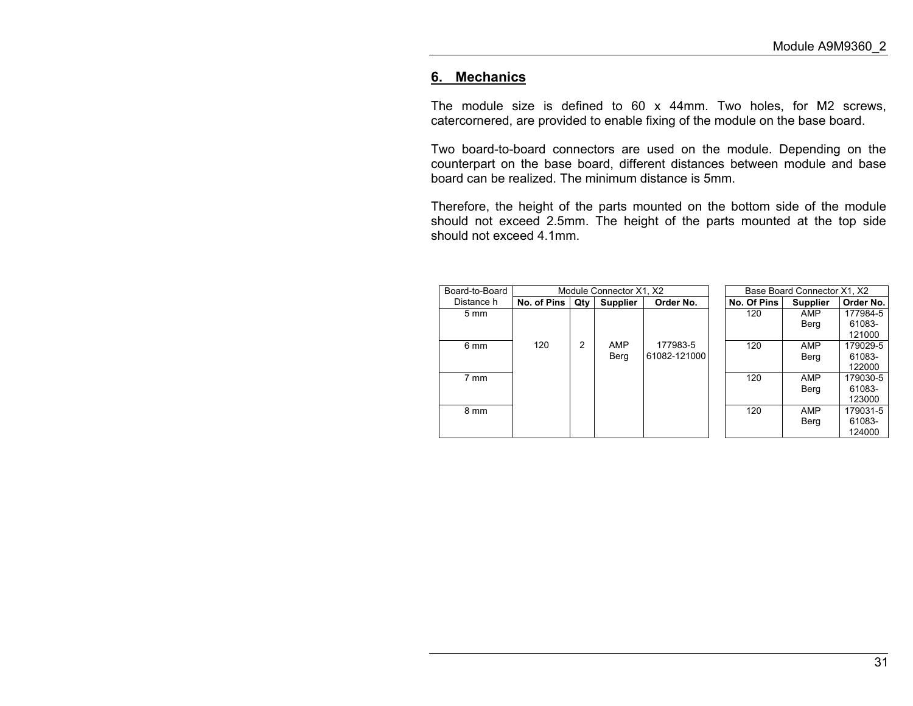## 6. Mechanics

The module size is defined to 60 x 44mm. Two holes, for M2 screws, catercornered, are provided to enable fixing of the module on the base board.

Two board-to-board connectors are used on the module. Depending on the counterpart on the base board, different distances between module and base board can be realized. The minimum distance is 5mm.

Therefore, the height of the parts mounted on the bottom side of the module should not exceed 2.5mm. The height of the parts mounted at the top side should not exceed 4.1mm.

| Board-to-Board Distance h | Module Connector X1, X2 | | | |
|---|---|---|---|---|
| | **No. of Pins** | **Qty** | **Supplier** | **Order No.** |
| 5 mm | 120 | 2 | AMP<br>Berg | 177983-5<br>61082-121000 |
| 6 mm | | | | |
| 7 mm | | | | |
| 8 mm | | | | |

| Base Board Connector X1, X2 | | |
|---|---|---|
| **No. Of Pins** | **Supplier** | **Order No.** |
| 120 | AMP<br>Berg | 177984-5<br>61083-121000 |
| 120 | AMP<br>Berg | 179029-5<br>61083-122000 |
| 120 | AMP<br>Berg | 179030-5<br>61083-123000 |
| 120 | AMP<br>Berg | 179031-5<br>61083-124000 |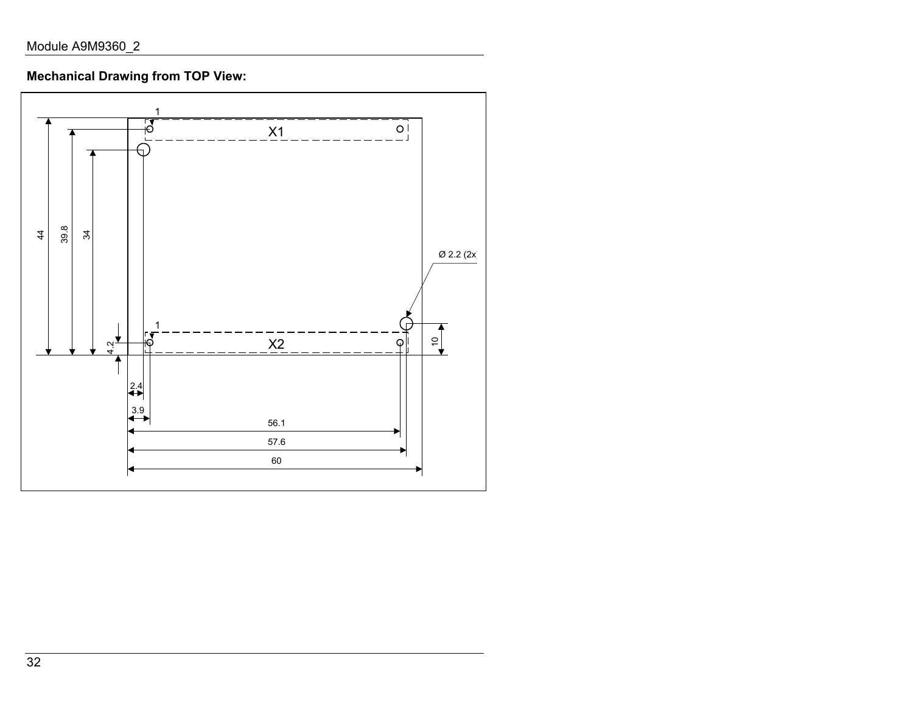**Mechanical Drawing from TOP View:**

1

X1

44

39.8

34

Ø 2.2 (2x

1

X2

10

4.2

2.4

3.9

56.1

57.6

60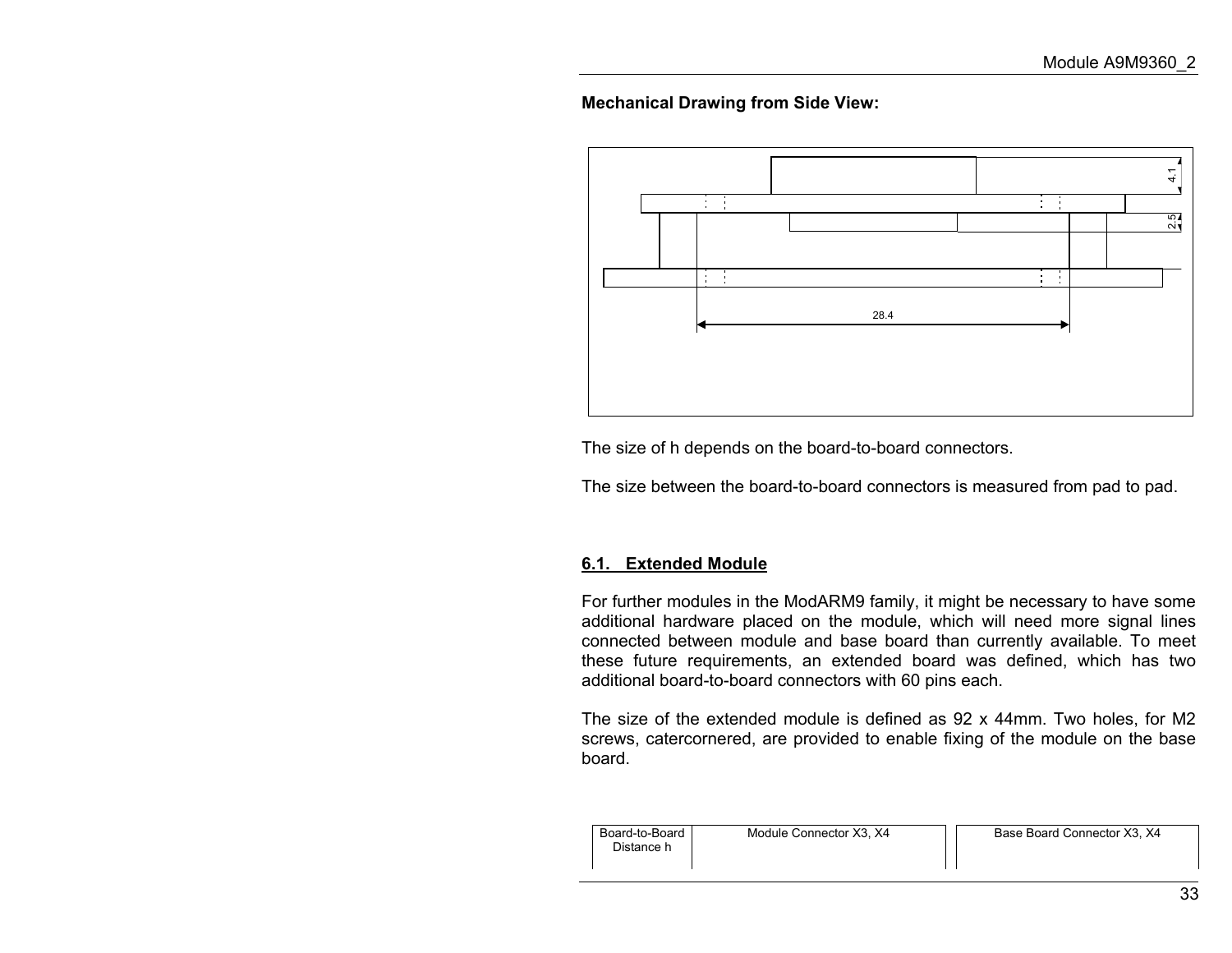**Mechanical Drawing from Side View:**

The size of h depends on the board-to-board connectors.

The size between the board-to-board connectors is measured from pad to pad.

## 6.1. Extended Module

For further modules in the ModARM9 family, it might be necessary to have some additional hardware placed on the module, which will need more signal lines connected between module and base board than currently available. To meet these future requirements, an extended board was defined, which has two additional board-to-board connectors with 60 pins each.

The size of the extended module is defined as 92 x 44mm. Two holes, for M2 screws, catercornered, are provided to enable fixing of the module on the base board.

| Board-to-Board Distance h | Module Connector X3, X4 | Base Board Connector X3, X4 |
| --- | --- | --- |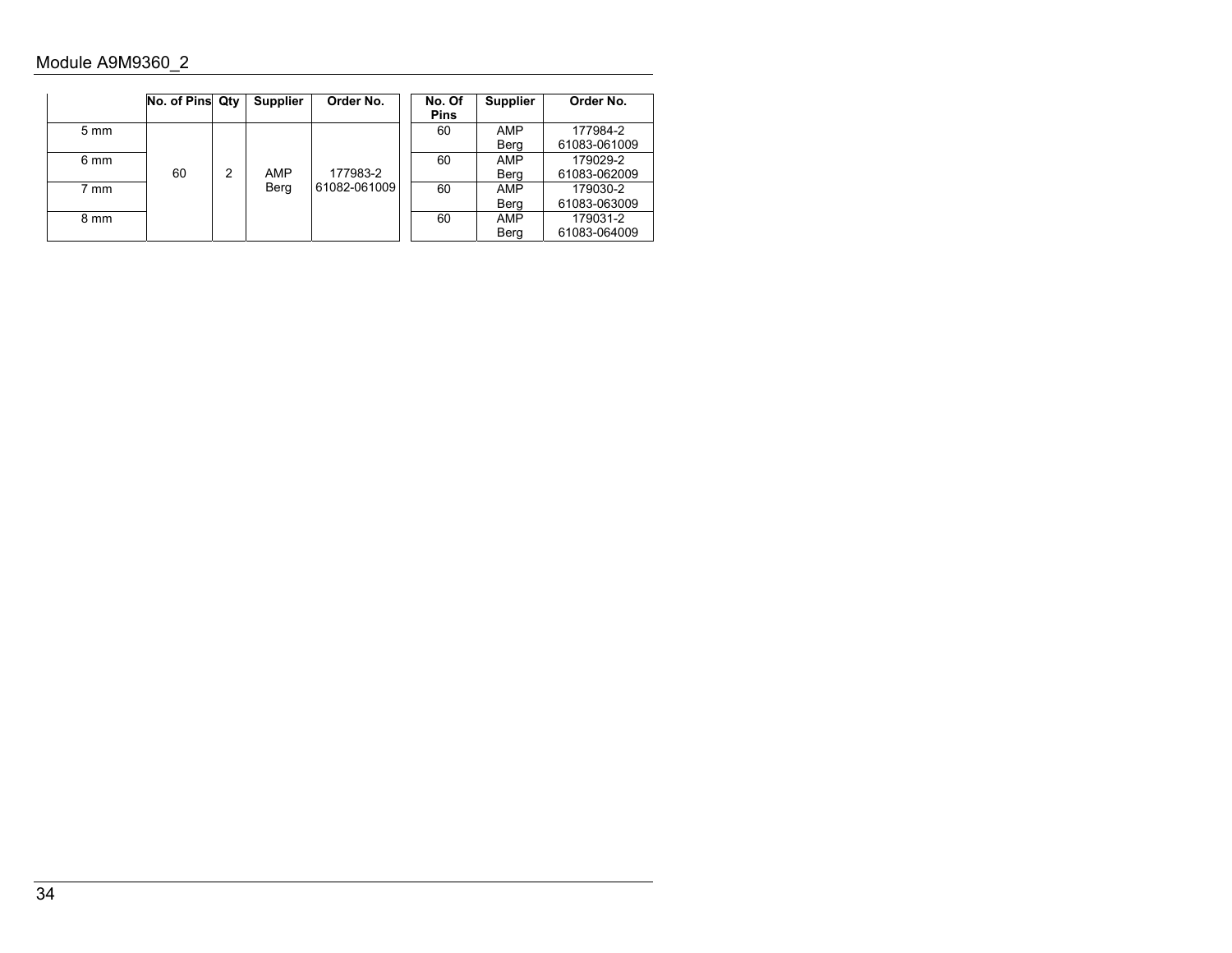| | No. of Pins | Qty | Supplier | Order No. |
|---|---|---|---|---|
| 5 mm | 60 | 2 | AMP<br>Berg | 177983-2<br>61082-061009 |
| 6 mm | | | | |
| 7 mm | | | | |
| 8 mm | | | | |

| No. Of Pins | Supplier | Order No. |
|---|---|---|
| 60 | AMP<br>Berg | 177984-2<br>61083-061009 |
| 60 | AMP<br>Berg | 179029-2<br>61083-062009 |
| 60 | AMP<br>Berg | 179030-2<br>61083-063009 |
| 60 | AMP<br>Berg | 179031-2<br>61083-064009 |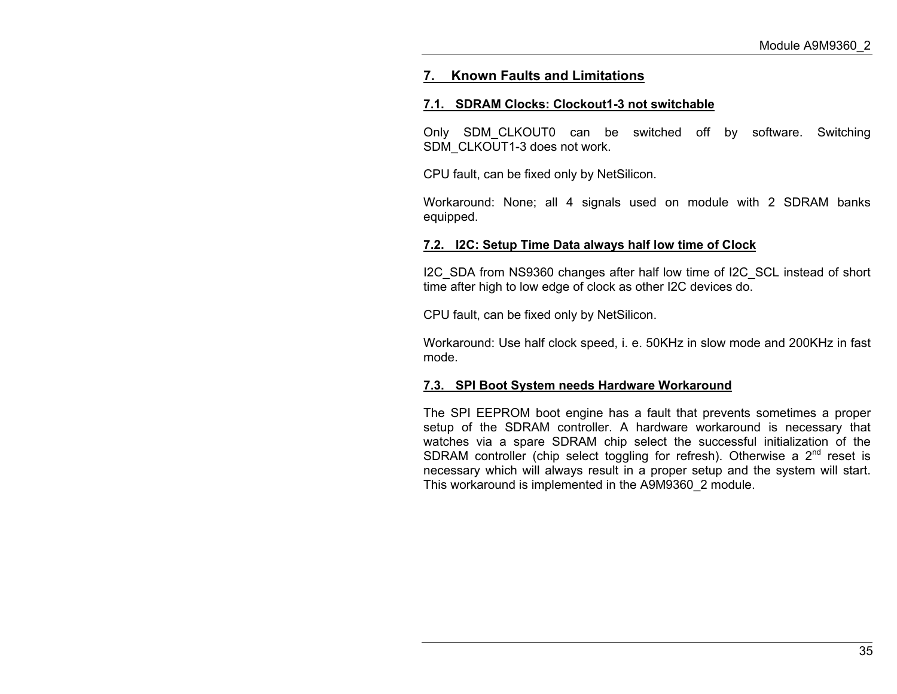## 7. Known Faults and Limitations

### 7.1. SDRAM Clocks: Clockout1-3 not switchable

Only SDM_CLKOUT0 can be switched off by software. Switching SDM_CLKOUT1-3 does not work.

CPU fault, can be fixed only by NetSilicon.

Workaround: None; all 4 signals used on module with 2 SDRAM banks equipped.

### 7.2. I2C: Setup Time Data always half low time of Clock

I2C_SDA from NS9360 changes after half low time of I2C_SCL instead of short time after high to low edge of clock as other I2C devices do.

CPU fault, can be fixed only by NetSilicon.

Workaround: Use half clock speed, i. e. 50KHz in slow mode and 200KHz in fast mode.

### 7.3. SPI Boot System needs Hardware Workaround

The SPI EEPROM boot engine has a fault that prevents sometimes a proper setup of the SDRAM controller. A hardware workaround is necessary that watches via a spare SDRAM chip select the successful initialization of the SDRAM controller (chip select toggling for refresh). Otherwise a 2nd reset is necessary which will always result in a proper setup and the system will start. This workaround is implemented in the A9M9360_2 module.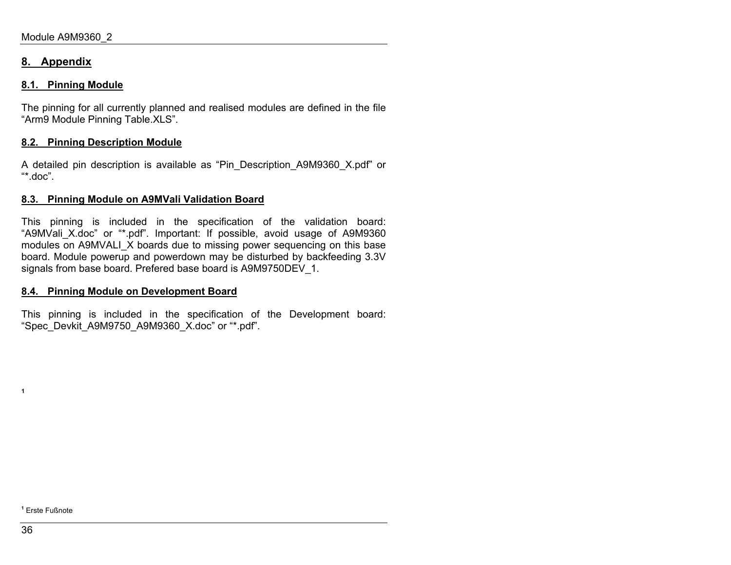# 8. Appendix

## 8.1. Pinning Module

The pinning for all currently planned and realised modules are defined in the file “Arm9 Module Pinning Table.XLS”.

## 8.2. Pinning Description Module

A detailed pin description is available as “Pin_Description_A9M9360_X.pdf” or “*.doc”.

## 8.3. Pinning Module on A9MVali Validation Board

This pinning is included in the specification of the validation board: “A9MVali_X.doc” or “*.pdf”. Important: If possible, avoid usage of A9M9360 modules on A9MVALI_X boards due to missing power sequencing on this base board. Module powerup and powerdown may be disturbed by backfeeding 3.3V signals from base board. Prefered base board is A9M9750DEV_1.

## 8.4. Pinning Module on Development Board

This pinning is included in the specification of the Development board: “Spec_Devkit_A9M9750_A9M9360_X.doc” or “*.pdf”.

[1]

[1] Erste Fußnote